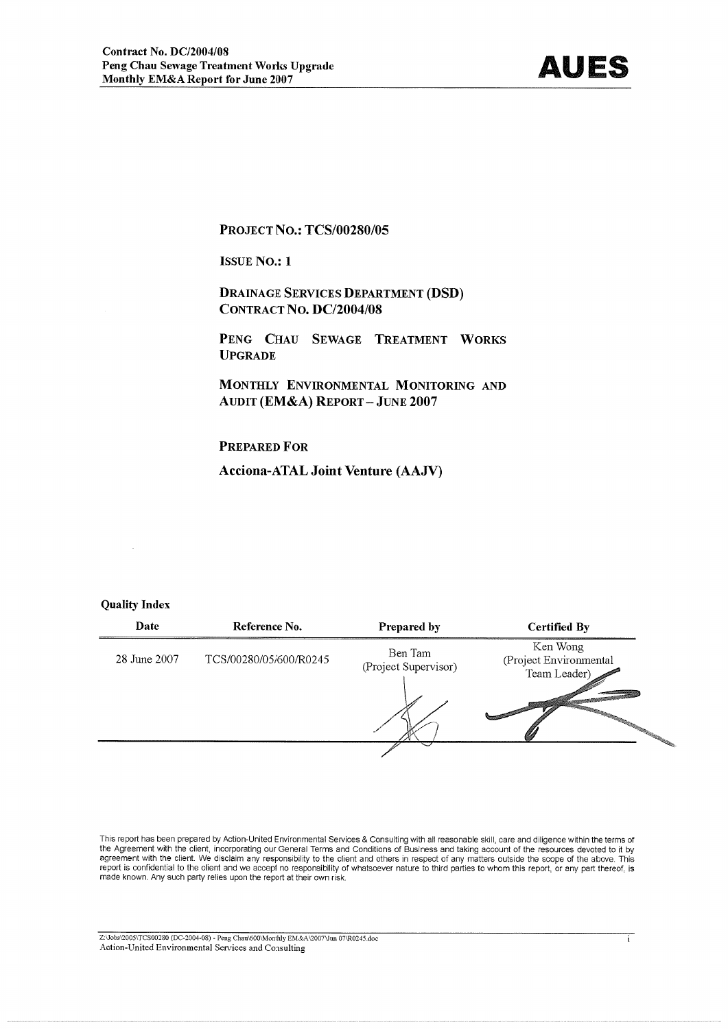**PROJECT NO.: TCS/00280/05**

**ISSUE NO.: 1**

**DRAINAGE SERVICES DEPARTMENT (DSD)**
**CONTRACT NO. DC/2004/08**

**PENG CHAU SEWAGE TREATMENT WORKS UPGRADE**

**MONTHLY ENVIRONMENTAL MONITORING AND AUDIT (EM&A) REPORT – JUNE 2007**

**PREPARED FOR**

**Acciona-ATAL Joint Venture (AAJV)**

**Quality Index**

| Date | Reference No. | Prepared by | Certified By |
|---|---|---|---|
| 28 June 2007 | TCS/00280/05/600/R0245 | Ben Tam (Project Supervisor) | Ken Wong (Project Environmental Team Leader) |

This report has been prepared by Action-United Environmental Services & Consulting with all reasonable skill, care and diligence within the terms of the Agreement with the client, incorporating our General Terms and Conditions of Business and taking account of the resources devoted to it by agreement with the client. We disclaim any responsibility to the client and others in respect of any matters outside the scope of the above. This report is confidential to the client and we accept no responsibility of whatsoever nature to third parties to whom this report, or any part thereof, is made known. Any such party relies upon the report at their own risk.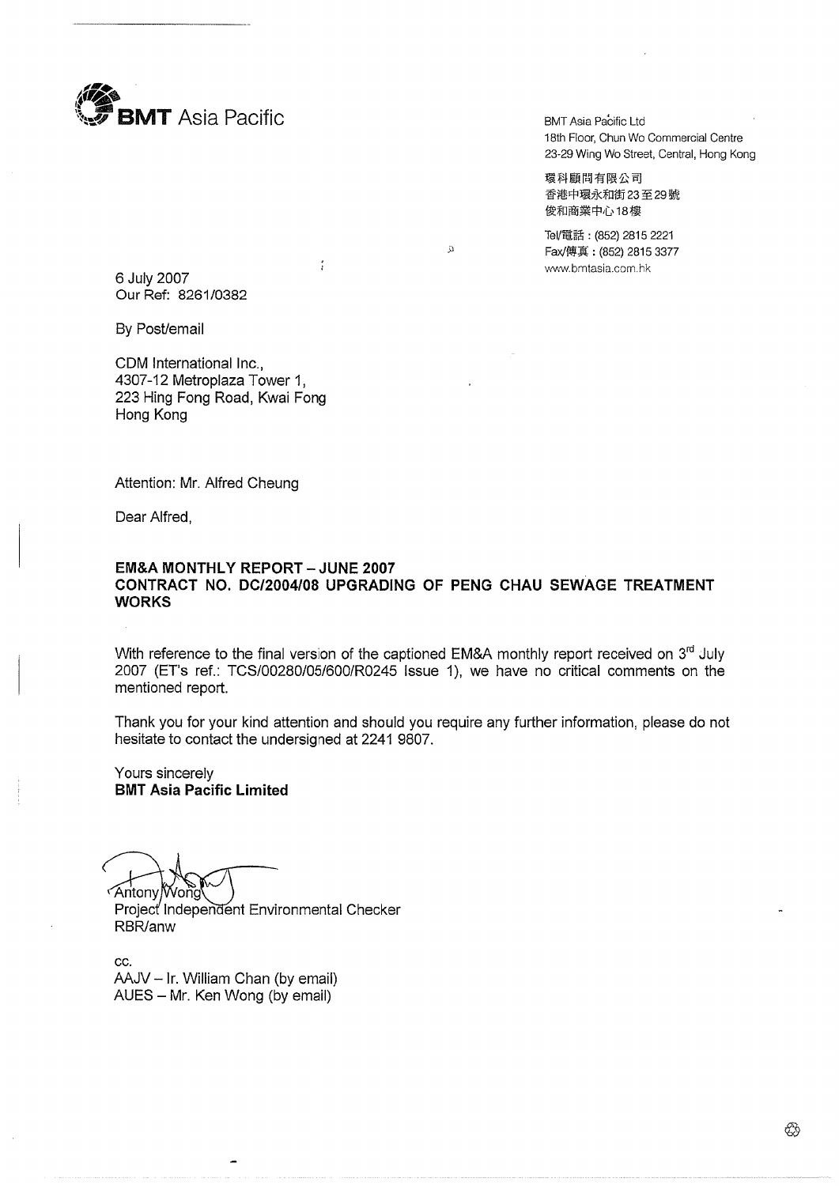**BMT** Asia Pacific

BMT Asia Pacific Ltd
18th Floor, Chun Wo Commercial Centre
23-29 Wing Wo Street, Central, Hong Kong

環科顧問有限公司
香港中環永和街23至29號
俊和商業中心18樓

Tel/電話：(852) 2815 2221
Fax/傳真：(852) 2815 3377
www.bmtasia.com.hk

6 July 2007
Our Ref: 8261/0382

By Post/email

CDM International Inc.,
4307-12 Metroplaza Tower 1,
223 Hing Fong Road, Kwai Fong
Hong Kong

Attention: Mr. Alfred Cheung

Dear Alfred,

**EM&A MONTHLY REPORT – JUNE 2007**
**CONTRACT NO. DC/2004/08 UPGRADING OF PENG CHAU SEWAGE TREATMENT WORKS**

With reference to the final version of the captioned EM&A monthly report received on 3rd July 2007 (ET's ref.: TCS/00280/05/600/R0245 Issue 1), we have no critical comments on the mentioned report.

Thank you for your kind attention and should you require any further information, please do not hesitate to contact the undersigned at 2241 9807.

Yours sincerely
**BMT Asia Pacific Limited**

Antony Wong
Project Independent Environmental Checker
RBR/anw

cc.
AAJV – Ir. William Chan (by email)
AUES – Mr. Ken Wong (by email)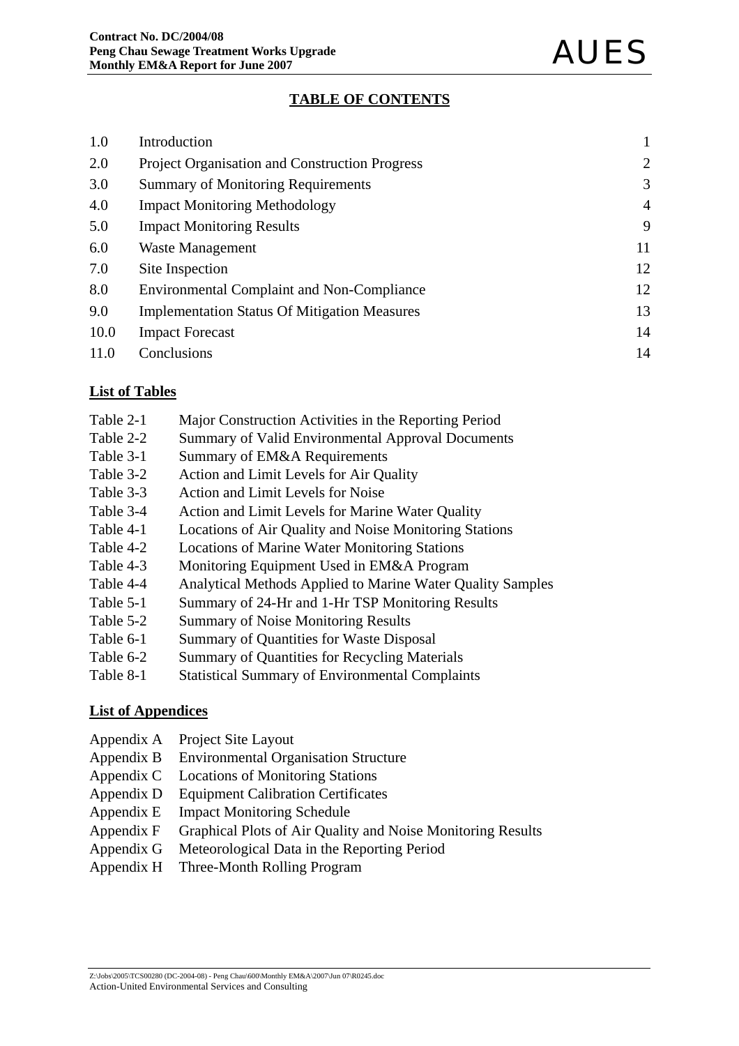# TABLE OF CONTENTS

| | | |
|---|---|---|
| 1.0 | Introduction | 1 |
| 2.0 | Project Organisation and Construction Progress | 2 |
| 3.0 | Summary of Monitoring Requirements | 3 |
| 4.0 | Impact Monitoring Methodology | 4 |
| 5.0 | Impact Monitoring Results | 9 |
| 6.0 | Waste Management | 11 |
| 7.0 | Site Inspection | 12 |
| 8.0 | Environmental Complaint and Non-Compliance | 12 |
| 9.0 | Implementation Status Of Mitigation Measures | 13 |
| 10.0 | Impact Forecast | 14 |
| 11.0 | Conclusions | 14 |

## List of Tables

| | |
|---|---|
| Table 2-1 | Major Construction Activities in the Reporting Period |
| Table 2-2 | Summary of Valid Environmental Approval Documents |
| Table 3-1 | Summary of EM&A Requirements |
| Table 3-2 | Action and Limit Levels for Air Quality |
| Table 3-3 | Action and Limit Levels for Noise |
| Table 3-4 | Action and Limit Levels for Marine Water Quality |
| Table 4-1 | Locations of Air Quality and Noise Monitoring Stations |
| Table 4-2 | Locations of Marine Water Monitoring Stations |
| Table 4-3 | Monitoring Equipment Used in EM&A Program |
| Table 4-4 | Analytical Methods Applied to Marine Water Quality Samples |
| Table 5-1 | Summary of 24-Hr and 1-Hr TSP Monitoring Results |
| Table 5-2 | Summary of Noise Monitoring Results |
| Table 6-1 | Summary of Quantities for Waste Disposal |
| Table 6-2 | Summary of Quantities for Recycling Materials |
| Table 8-1 | Statistical Summary of Environmental Complaints |

## List of Appendices

| | |
|---|---|
| Appendix A | Project Site Layout |
| Appendix B | Environmental Organisation Structure |
| Appendix C | Locations of Monitoring Stations |
| Appendix D | Equipment Calibration Certificates |
| Appendix E | Impact Monitoring Schedule |
| Appendix F | Graphical Plots of Air Quality and Noise Monitoring Results |
| Appendix G | Meteorological Data in the Reporting Period |
| Appendix H | Three-Month Rolling Program |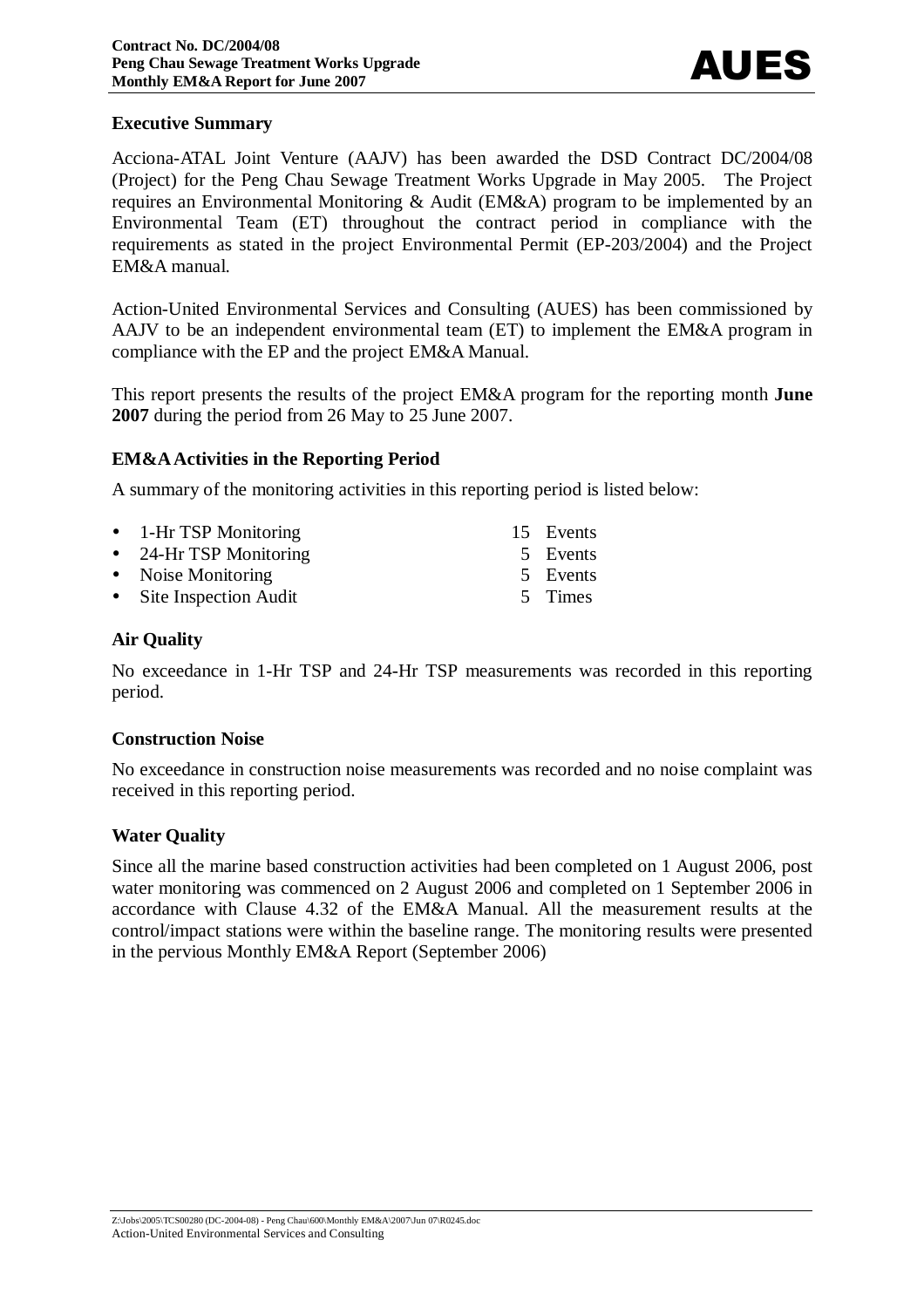## Executive Summary

Acciona-ATAL Joint Venture (AAJV) has been awarded the DSD Contract DC/2004/08 (Project) for the Peng Chau Sewage Treatment Works Upgrade in May 2005. The Project requires an Environmental Monitoring & Audit (EM&A) program to be implemented by an Environmental Team (ET) throughout the contract period in compliance with the requirements as stated in the project Environmental Permit (EP-203/2004) and the Project EM&A manual.

Action-United Environmental Services and Consulting (AUES) has been commissioned by AAJV to be an independent environmental team (ET) to implement the EM&A program in compliance with the EP and the project EM&A Manual.

This report presents the results of the project EM&A program for the reporting month **June 2007** during the period from 26 May to 25 June 2007.

### EM&A Activities in the Reporting Period

A summary of the monitoring activities in this reporting period is listed below:

- 1-Hr TSP Monitoring — 15 Events
- 24-Hr TSP Monitoring — 5 Events
- Noise Monitoring — 5 Events
- Site Inspection Audit — 5 Times

### Air Quality

No exceedance in 1-Hr TSP and 24-Hr TSP measurements was recorded in this reporting period.

### Construction Noise

No exceedance in construction noise measurements was recorded and no noise complaint was received in this reporting period.

### Water Quality

Since all the marine based construction activities had been completed on 1 August 2006, post water monitoring was commenced on 2 August 2006 and completed on 1 September 2006 in accordance with Clause 4.32 of the EM&A Manual. All the measurement results at the control/impact stations were within the baseline range. The monitoring results were presented in the pervious Monthly EM&A Report (September 2006)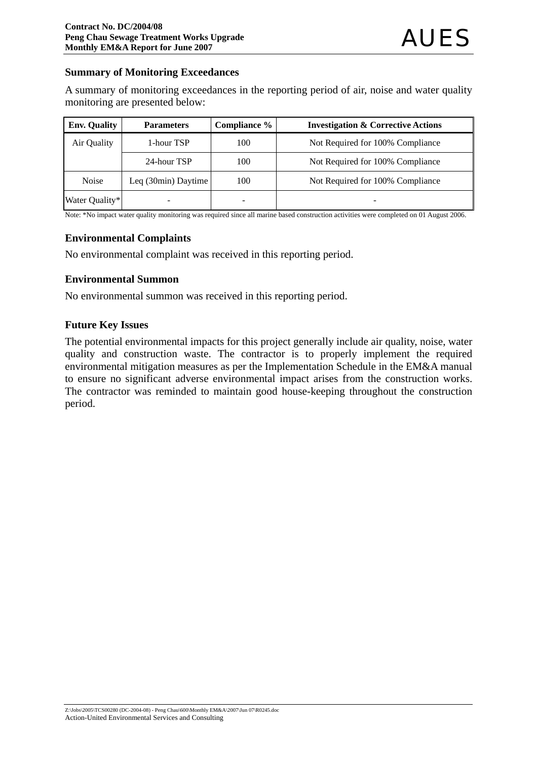**Summary of Monitoring Exceedances**

A summary of monitoring exceedances in the reporting period of air, noise and water quality monitoring are presented below:

| Env. Quality | Parameters | Compliance % | Investigation & Corrective Actions |
|---|---|---|---|
| Air Quality | 1-hour TSP | 100 | Not Required for 100% Compliance |
| | 24-hour TSP | 100 | Not Required for 100% Compliance |
| Noise | Leq (30min) Daytime | 100 | Not Required for 100% Compliance |
| Water Quality* | - | - | - |

Note: *No impact water quality monitoring was required since all marine based construction activities were completed on 01 August 2006.

**Environmental Complaints**

No environmental complaint was received in this reporting period.

**Environmental Summon**

No environmental summon was received in this reporting period.

**Future Key Issues**

The potential environmental impacts for this project generally include air quality, noise, water quality and construction waste. The contractor is to properly implement the required environmental mitigation measures as per the Implementation Schedule in the EM&A manual to ensure no significant adverse environmental impact arises from the construction works. The contractor was reminded to maintain good house-keeping throughout the construction period.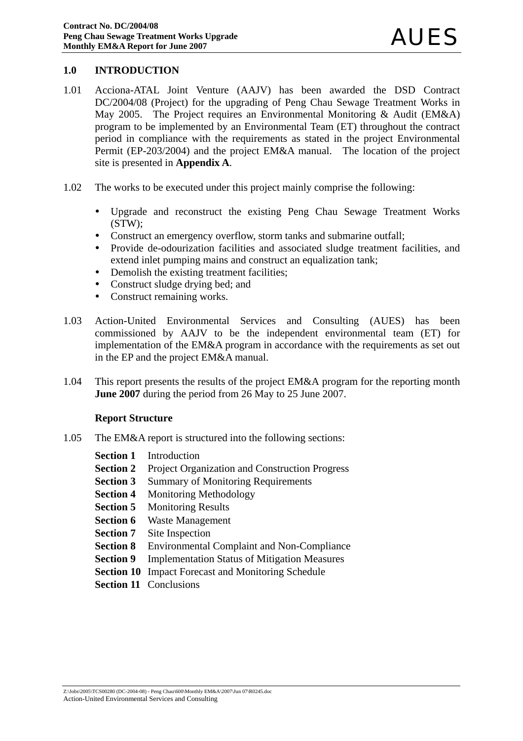# 1.0 INTRODUCTION

1.01 Acciona-ATAL Joint Venture (AAJV) has been awarded the DSD Contract DC/2004/08 (Project) for the upgrading of Peng Chau Sewage Treatment Works in May 2005. The Project requires an Environmental Monitoring & Audit (EM&A) program to be implemented by an Environmental Team (ET) throughout the contract period in compliance with the requirements as stated in the project Environmental Permit (EP-203/2004) and the project EM&A manual. The location of the project site is presented in **Appendix A**.

1.02 The works to be executed under this project mainly comprise the following:

- Upgrade and reconstruct the existing Peng Chau Sewage Treatment Works (STW);
- Construct an emergency overflow, storm tanks and submarine outfall;
- Provide de-odourization facilities and associated sludge treatment facilities, and extend inlet pumping mains and construct an equalization tank;
- Demolish the existing treatment facilities;
- Construct sludge drying bed; and
- Construct remaining works.

1.03 Action-United Environmental Services and Consulting (AUES) has been commissioned by AAJV to be the independent environmental team (ET) for implementation of the EM&A program in accordance with the requirements as set out in the EP and the project EM&A manual.

1.04 This report presents the results of the project EM&A program for the reporting month **June 2007** during the period from 26 May to 25 June 2007.

**Report Structure**

1.05 The EM&A report is structured into the following sections:

**Section 1** Introduction
**Section 2** Project Organization and Construction Progress
**Section 3** Summary of Monitoring Requirements
**Section 4** Monitoring Methodology
**Section 5** Monitoring Results
**Section 6** Waste Management
**Section 7** Site Inspection
**Section 8** Environmental Complaint and Non-Compliance
**Section 9** Implementation Status of Mitigation Measures
**Section 10** Impact Forecast and Monitoring Schedule
**Section 11** Conclusions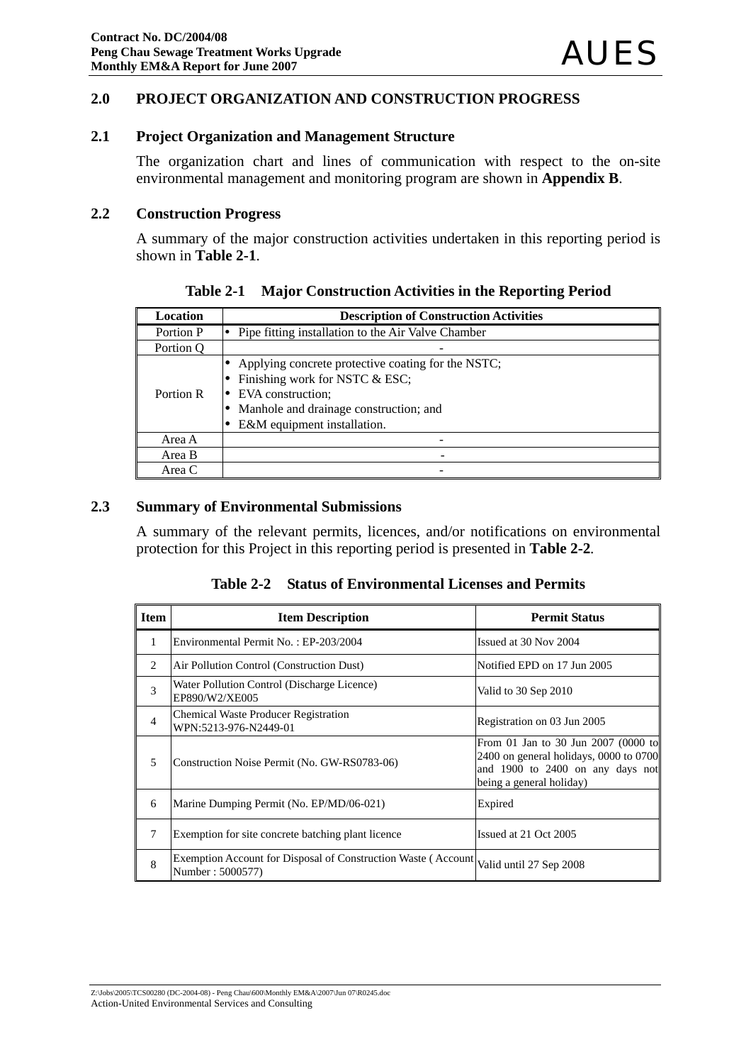## 2.0 PROJECT ORGANIZATION AND CONSTRUCTION PROGRESS

### 2.1 Project Organization and Management Structure

The organization chart and lines of communication with respect to the on-site environmental management and monitoring program are shown in **Appendix B**.

### 2.2 Construction Progress

A summary of the major construction activities undertaken in this reporting period is shown in **Table 2-1**.

**Table 2-1 Major Construction Activities in the Reporting Period**

| Location | Description of Construction Activities |
|---|---|
| Portion P | • Pipe fitting installation to the Air Valve Chamber |
| Portion Q | - |
| Portion R | • Applying concrete protective coating for the NSTC;<br>• Finishing work for NSTC & ESC;<br>• EVA construction;<br>• Manhole and drainage construction; and<br>• E&M equipment installation. |
| Area A | - |
| Area B | - |
| Area C | - |

### 2.3 Summary of Environmental Submissions

A summary of the relevant permits, licences, and/or notifications on environmental protection for this Project in this reporting period is presented in **Table 2-2**.

**Table 2-2 Status of Environmental Licenses and Permits**

| Item | Item Description | Permit Status |
|---|---|---|
| 1 | Environmental Permit No. : EP-203/2004 | Issued at 30 Nov 2004 |
| 2 | Air Pollution Control (Construction Dust) | Notified EPD on 17 Jun 2005 |
| 3 | Water Pollution Control (Discharge Licence) EP890/W2/XE005 | Valid to 30 Sep 2010 |
| 4 | Chemical Waste Producer Registration WPN:5213-976-N2449-01 | Registration on 03 Jun 2005 |
| 5 | Construction Noise Permit (No. GW-RS0783-06) | From 01 Jan to 30 Jun 2007 (0000 to 2400 on general holidays, 0000 to 0700 and 1900 to 2400 on any days not being a general holiday) |
| 6 | Marine Dumping Permit (No. EP/MD/06-021) | Expired |
| 7 | Exemption for site concrete batching plant licence | Issued at 21 Oct 2005 |
| 8 | Exemption Account for Disposal of Construction Waste ( Account Number : 5000577) | Valid until 27 Sep 2008 |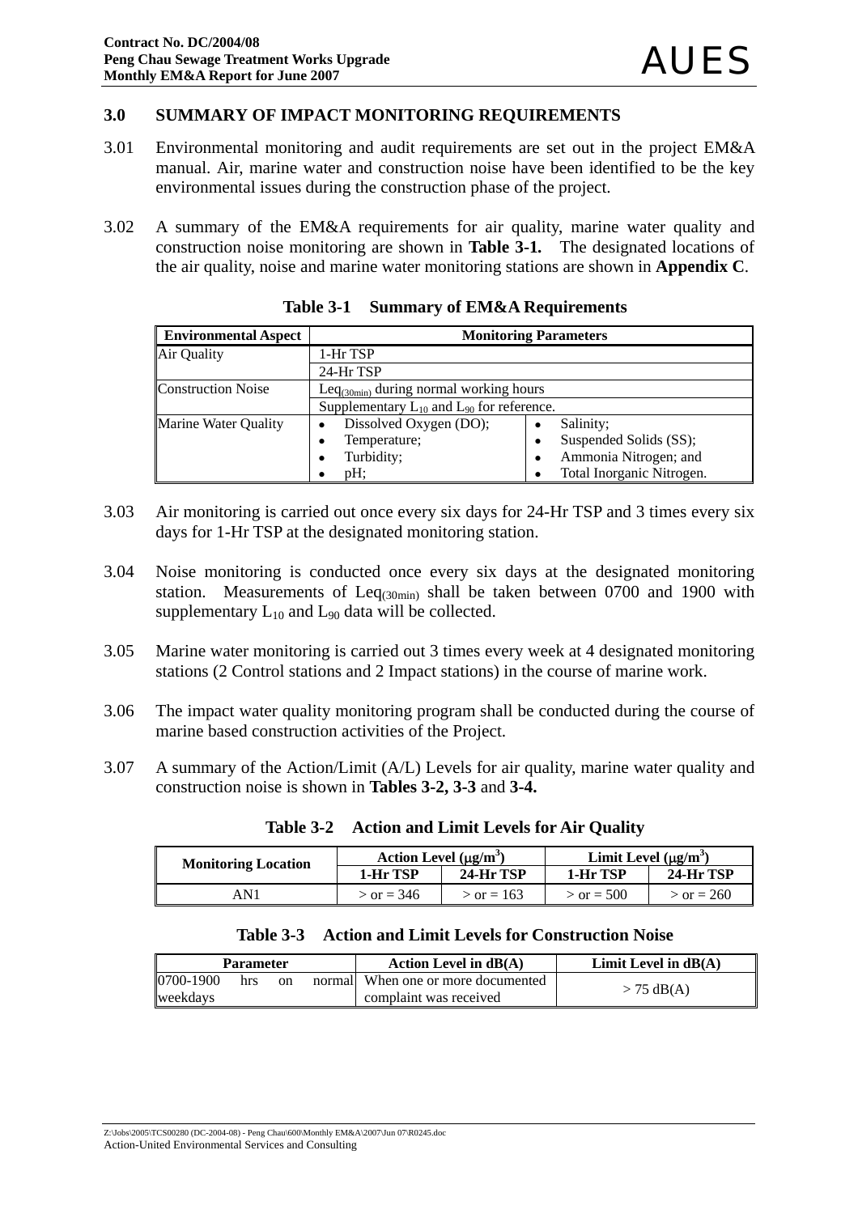## 3.0 SUMMARY OF IMPACT MONITORING REQUIREMENTS

3.01 Environmental monitoring and audit requirements are set out in the project EM&A manual. Air, marine water and construction noise have been identified to be the key environmental issues during the construction phase of the project.

3.02 A summary of the EM&A requirements for air quality, marine water quality and construction noise monitoring are shown in **Table 3-1.** The designated locations of the air quality, noise and marine water monitoring stations are shown in **Appendix C**.

**Table 3-1 Summary of EM&A Requirements**

| Environmental Aspect | Monitoring Parameters | |
|---|---|---|
| Air Quality | 1-Hr TSP | |
| | 24-Hr TSP | |
| Construction Noise | $Leq_{(30min)}$ during normal working hours | |
| | Supplementary $L_{10}$ and $L_{90}$ for reference. | |
| Marine Water Quality | • Dissolved Oxygen (DO);<br>• Temperature;<br>• Turbidity;<br>• pH; | • Salinity;<br>• Suspended Solids (SS);<br>• Ammonia Nitrogen; and<br>• Total Inorganic Nitrogen. |

3.03 Air monitoring is carried out once every six days for 24-Hr TSP and 3 times every six days for 1-Hr TSP at the designated monitoring station.

3.04 Noise monitoring is conducted once every six days at the designated monitoring station. Measurements of $Leq_{(30min)}$ shall be taken between 0700 and 1900 with supplementary $L_{10}$ and $L_{90}$ data will be collected.

3.05 Marine water monitoring is carried out 3 times every week at 4 designated monitoring stations (2 Control stations and 2 Impact stations) in the course of marine work.

3.06 The impact water quality monitoring program shall be conducted during the course of marine based construction activities of the Project.

3.07 A summary of the Action/Limit (A/L) Levels for air quality, marine water quality and construction noise is shown in **Tables 3-2, 3-3** and **3-4.**

**Table 3-2 Action and Limit Levels for Air Quality**

| Monitoring Location | Action Level ($\mu g/m^3$) | | Limit Level ($\mu g/m^3$) | |
|---|---|---|---|---|
| | 1-Hr TSP | 24-Hr TSP | 1-Hr TSP | 24-Hr TSP |
| AN1 | > or = 346 | > or = 163 | > or = 500 | > or = 260 |

**Table 3-3 Action and Limit Levels for Construction Noise**

| Parameter | Action Level in dB(A) | Limit Level in dB(A) |
|---|---|---|
| 0700-1900 hrs on normal weekdays | When one or more documented complaint was received | > 75 dB(A) |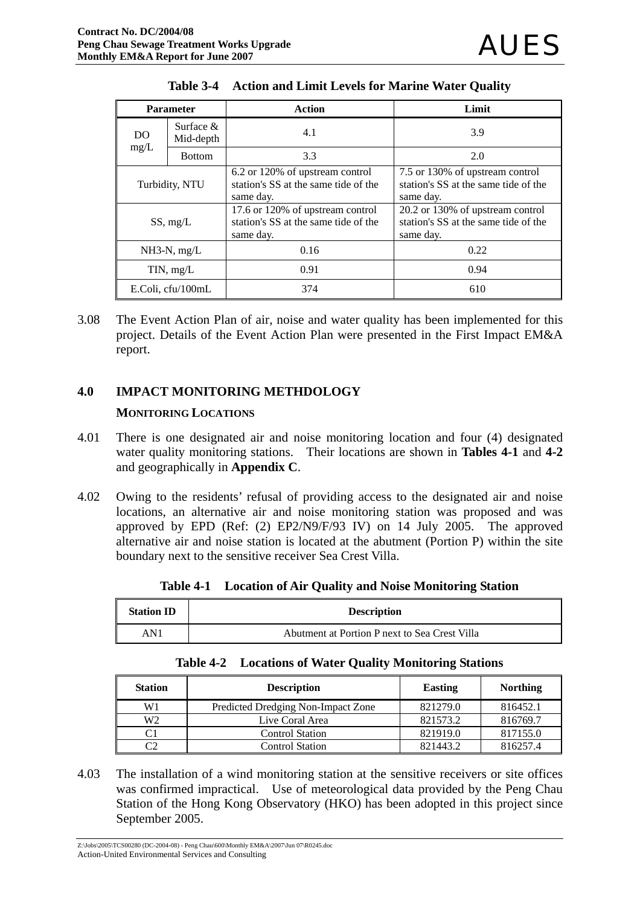**Table 3-4 Action and Limit Levels for Marine Water Quality**

| Parameter | | Action | Limit |
|---|---|---|---|
| DO mg/L | Surface & Mid-depth | 4.1 | 3.9 |
| | Bottom | 3.3 | 2.0 |
| Turbidity, NTU | | 6.2 or 120% of upstream control station's SS at the same tide of the same day. | 7.5 or 130% of upstream control station's SS at the same tide of the same day. |
| SS, mg/L | | 17.6 or 120% of upstream control station's SS at the same tide of the same day. | 20.2 or 130% of upstream control station's SS at the same tide of the same day. |
| NH3-N, mg/L | | 0.16 | 0.22 |
| TIN, mg/L | | 0.91 | 0.94 |
| E.Coli, cfu/100mL | | 374 | 610 |

3.08 The Event Action Plan of air, noise and water quality has been implemented for this project. Details of the Event Action Plan were presented in the First Impact EM&A report.

## 4.0 IMPACT MONITORING METHDOLOGY

### MONITORING LOCATIONS

4.01 There is one designated air and noise monitoring location and four (4) designated water quality monitoring stations. Their locations are shown in **Tables 4-1** and **4-2** and geographically in **Appendix C**.

4.02 Owing to the residents' refusal of providing access to the designated air and noise locations, an alternative air and noise monitoring station was proposed and was approved by EPD (Ref: (2) EP2/N9/F/93 IV) on 14 July 2005. The approved alternative air and noise station is located at the abutment (Portion P) within the site boundary next to the sensitive receiver Sea Crest Villa.

**Table 4-1 Location of Air Quality and Noise Monitoring Station**

| Station ID | Description |
|---|---|
| AN1 | Abutment at Portion P next to Sea Crest Villa |

**Table 4-2 Locations of Water Quality Monitoring Stations**

| Station | Description | Easting | Northing |
|---|---|---|---|
| W1 | Predicted Dredging Non-Impact Zone | 821279.0 | 816452.1 |
| W2 | Live Coral Area | 821573.2 | 816769.7 |
| C1 | Control Station | 821919.0 | 817155.0 |
| C2 | Control Station | 821443.2 | 816257.4 |

4.03 The installation of a wind monitoring station at the sensitive receivers or site offices was confirmed impractical. Use of meteorological data provided by the Peng Chau Station of the Hong Kong Observatory (HKO) has been adopted in this project since September 2005.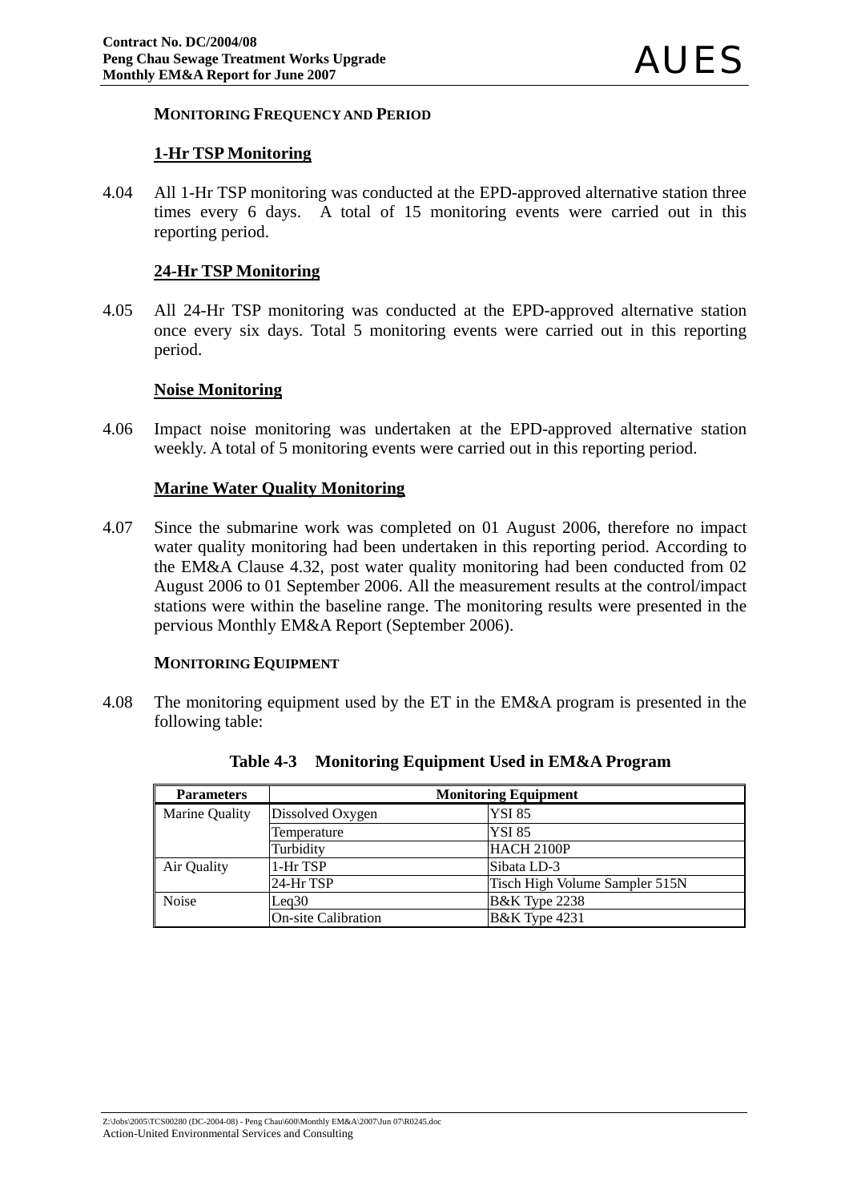**MONITORING FREQUENCY AND PERIOD**

**1-Hr TSP Monitoring**

4.04 All 1-Hr TSP monitoring was conducted at the EPD-approved alternative station three times every 6 days. A total of 15 monitoring events were carried out in this reporting period.

**24-Hr TSP Monitoring**

4.05 All 24-Hr TSP monitoring was conducted at the EPD-approved alternative station once every six days. Total 5 monitoring events were carried out in this reporting period.

**Noise Monitoring**

4.06 Impact noise monitoring was undertaken at the EPD-approved alternative station weekly. A total of 5 monitoring events were carried out in this reporting period.

**Marine Water Quality Monitoring**

4.07 Since the submarine work was completed on 01 August 2006, therefore no impact water quality monitoring had been undertaken in this reporting period. According to the EM&A Clause 4.32, post water quality monitoring had been conducted from 02 August 2006 to 01 September 2006. All the measurement results at the control/impact stations were within the baseline range. The monitoring results were presented in the pervious Monthly EM&A Report (September 2006).

**MONITORING EQUIPMENT**

4.08 The monitoring equipment used by the ET in the EM&A program is presented in the following table:

**Table 4-3 Monitoring Equipment Used in EM&A Program**

| Parameters | Monitoring Equipment | |
|---|---|---|
| Marine Quality | Dissolved Oxygen | YSI 85 |
| | Temperature | YSI 85 |
| | Turbidity | HACH 2100P |
| Air Quality | 1-Hr TSP | Sibata LD-3 |
| | 24-Hr TSP | Tisch High Volume Sampler 515N |
| Noise | Leq30 | B&K Type 2238 |
| | On-site Calibration | B&K Type 4231 |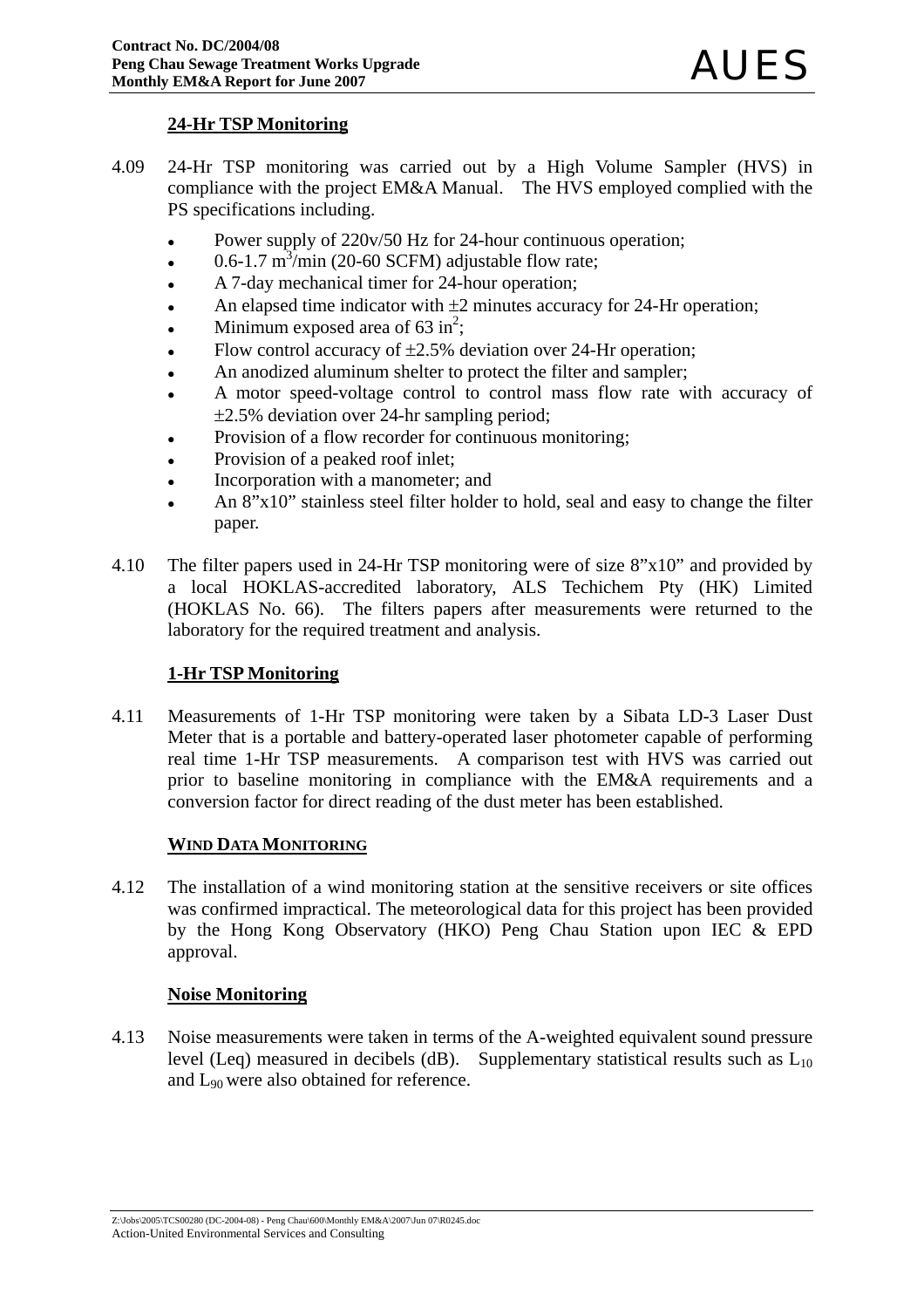### 24-Hr TSP Monitoring

4.09 24-Hr TSP monitoring was carried out by a High Volume Sampler (HVS) in compliance with the project EM&A Manual. The HVS employed complied with the PS specifications including.

- Power supply of 220v/50 Hz for 24-hour continuous operation;
- 0.6-1.7 $m^3$/min (20-60 SCFM) adjustable flow rate;
- A 7-day mechanical timer for 24-hour operation;
- An elapsed time indicator with ±2 minutes accuracy for 24-Hr operation;
- Minimum exposed area of 63 $in^2$;
- Flow control accuracy of ±2.5% deviation over 24-Hr operation;
- An anodized aluminum shelter to protect the filter and sampler;
- A motor speed-voltage control to control mass flow rate with accuracy of ±2.5% deviation over 24-hr sampling period;
- Provision of a flow recorder for continuous monitoring;
- Provision of a peaked roof inlet;
- Incorporation with a manometer; and
- An 8”x10” stainless steel filter holder to hold, seal and easy to change the filter paper.

4.10 The filter papers used in 24-Hr TSP monitoring were of size 8”x10” and provided by a local HOKLAS-accredited laboratory, ALS Techichem Pty (HK) Limited (HOKLAS No. 66). The filters papers after measurements were returned to the laboratory for the required treatment and analysis.

### 1-Hr TSP Monitoring

4.11 Measurements of 1-Hr TSP monitoring were taken by a Sibata LD-3 Laser Dust Meter that is a portable and battery-operated laser photometer capable of performing real time 1-Hr TSP measurements. A comparison test with HVS was carried out prior to baseline monitoring in compliance with the EM&A requirements and a conversion factor for direct reading of the dust meter has been established.

### Wind Data Monitoring

4.12 The installation of a wind monitoring station at the sensitive receivers or site offices was confirmed impractical. The meteorological data for this project has been provided by the Hong Kong Observatory (HKO) Peng Chau Station upon IEC & EPD approval.

### Noise Monitoring

4.13 Noise measurements were taken in terms of the A-weighted equivalent sound pressure level (Leq) measured in decibels (dB). Supplementary statistical results such as $L_{10}$ and $L_{90}$ were also obtained for reference.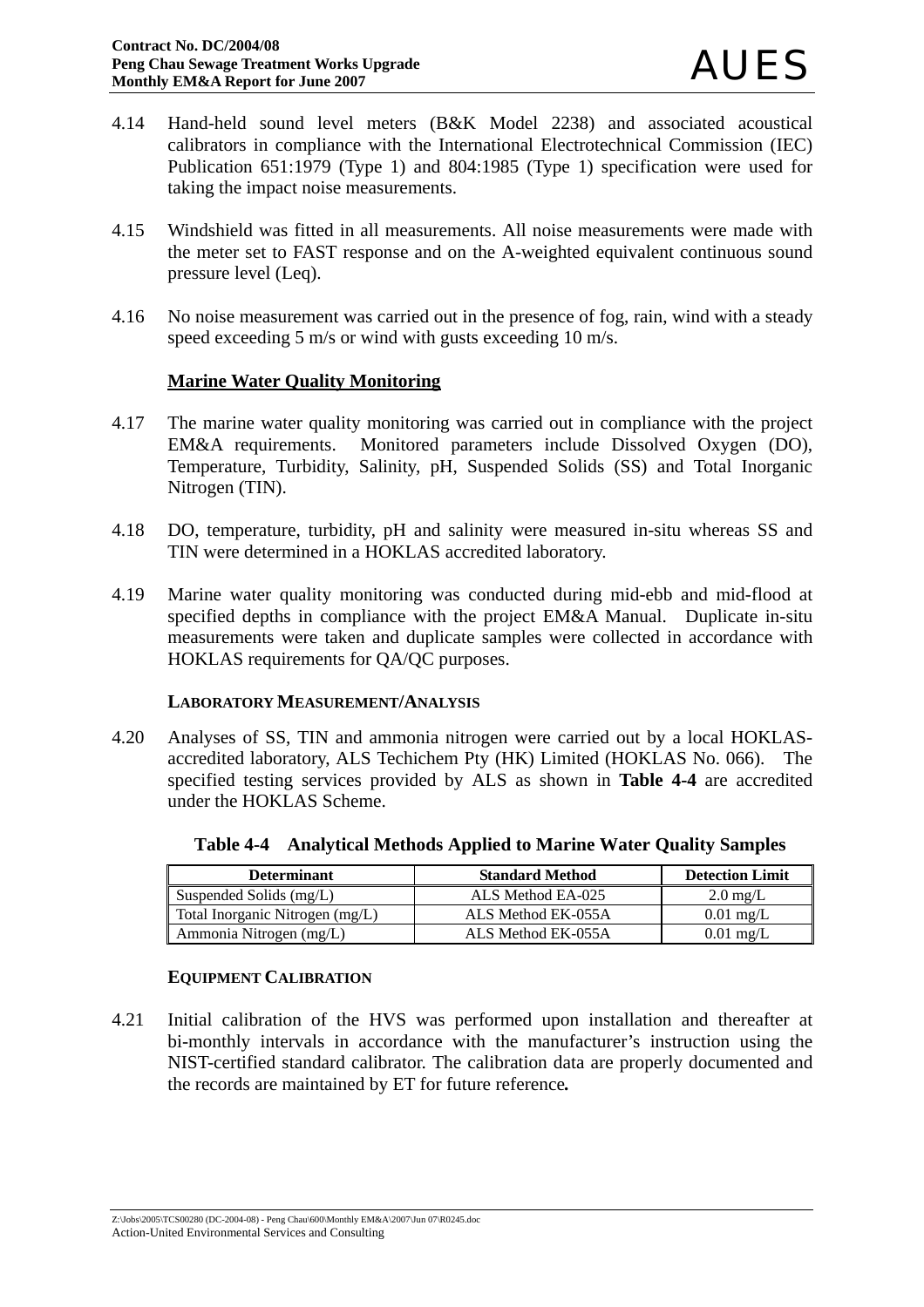4.14 Hand-held sound level meters (B&K Model 2238) and associated acoustical calibrators in compliance with the International Electrotechnical Commission (IEC) Publication 651:1979 (Type 1) and 804:1985 (Type 1) specification were used for taking the impact noise measurements.

4.15 Windshield was fitted in all measurements. All noise measurements were made with the meter set to FAST response and on the A-weighted equivalent continuous sound pressure level (Leq).

4.16 No noise measurement was carried out in the presence of fog, rain, wind with a steady speed exceeding 5 m/s or wind with gusts exceeding 10 m/s.

**Marine Water Quality Monitoring**

4.17 The marine water quality monitoring was carried out in compliance with the project EM&A requirements. Monitored parameters include Dissolved Oxygen (DO), Temperature, Turbidity, Salinity, pH, Suspended Solids (SS) and Total Inorganic Nitrogen (TIN).

4.18 DO, temperature, turbidity, pH and salinity were measured in-situ whereas SS and TIN were determined in a HOKLAS accredited laboratory.

4.19 Marine water quality monitoring was conducted during mid-ebb and mid-flood at specified depths in compliance with the project EM&A Manual. Duplicate in-situ measurements were taken and duplicate samples were collected in accordance with HOKLAS requirements for QA/QC purposes.

**LABORATORY MEASUREMENT/ANALYSIS**

4.20 Analyses of SS, TIN and ammonia nitrogen were carried out by a local HOKLAS-accredited laboratory, ALS Techichem Pty (HK) Limited (HOKLAS No. 066). The specified testing services provided by ALS as shown in **Table 4-4** are accredited under the HOKLAS Scheme.

**Table 4-4 Analytical Methods Applied to Marine Water Quality Samples**

| Determinant | Standard Method | Detection Limit |
|---|---|---|
| Suspended Solids (mg/L) | ALS Method EA-025 | 2.0 mg/L |
| Total Inorganic Nitrogen (mg/L) | ALS Method EK-055A | 0.01 mg/L |
| Ammonia Nitrogen (mg/L) | ALS Method EK-055A | 0.01 mg/L |

**EQUIPMENT CALIBRATION**

4.21 Initial calibration of the HVS was performed upon installation and thereafter at bi-monthly intervals in accordance with the manufacturer's instruction using the NIST-certified standard calibrator. The calibration data are properly documented and the records are maintained by ET for future reference**.**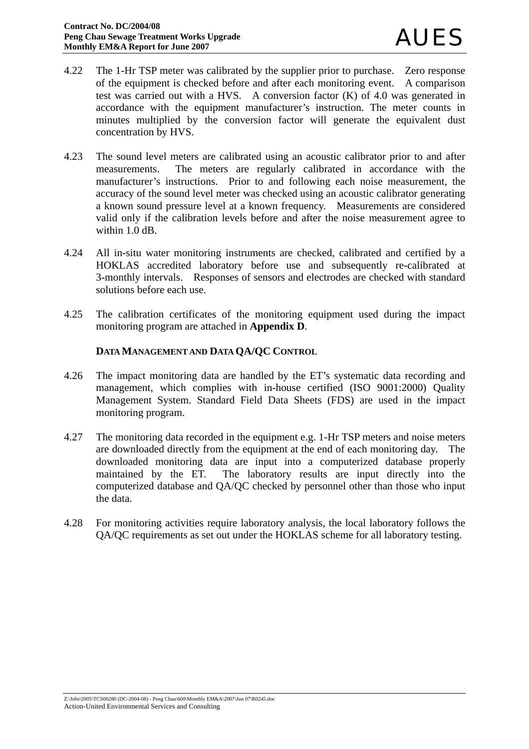4.22 The 1-Hr TSP meter was calibrated by the supplier prior to purchase. Zero response of the equipment is checked before and after each monitoring event. A comparison test was carried out with a HVS. A conversion factor (K) of 4.0 was generated in accordance with the equipment manufacturer's instruction. The meter counts in minutes multiplied by the conversion factor will generate the equivalent dust concentration by HVS.

4.23 The sound level meters are calibrated using an acoustic calibrator prior to and after measurements. The meters are regularly calibrated in accordance with the manufacturer's instructions. Prior to and following each noise measurement, the accuracy of the sound level meter was checked using an acoustic calibrator generating a known sound pressure level at a known frequency. Measurements are considered valid only if the calibration levels before and after the noise measurement agree to within 1.0 dB.

4.24 All in-situ water monitoring instruments are checked, calibrated and certified by a HOKLAS accredited laboratory before use and subsequently re-calibrated at 3-monthly intervals. Responses of sensors and electrodes are checked with standard solutions before each use.

4.25 The calibration certificates of the monitoring equipment used during the impact monitoring program are attached in **Appendix D**.

### DATA MANAGEMENT AND DATA QA/QC CONTROL

4.26 The impact monitoring data are handled by the ET's systematic data recording and management, which complies with in-house certified (ISO 9001:2000) Quality Management System. Standard Field Data Sheets (FDS) are used in the impact monitoring program.

4.27 The monitoring data recorded in the equipment e.g. 1-Hr TSP meters and noise meters are downloaded directly from the equipment at the end of each monitoring day. The downloaded monitoring data are input into a computerized database properly maintained by the ET. The laboratory results are input directly into the computerized database and QA/QC checked by personnel other than those who input the data.

4.28 For monitoring activities require laboratory analysis, the local laboratory follows the QA/QC requirements as set out under the HOKLAS scheme for all laboratory testing.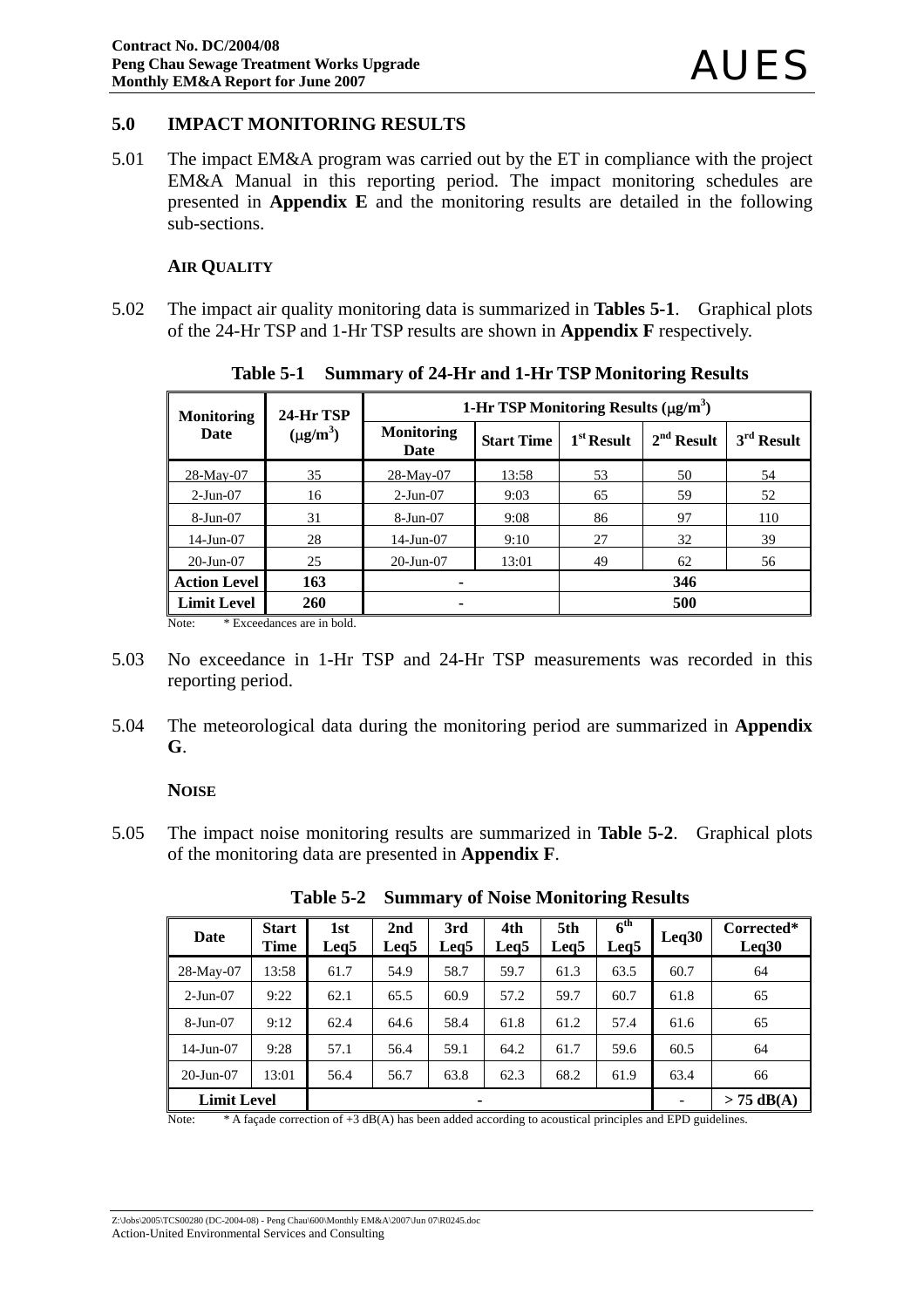## 5.0 IMPACT MONITORING RESULTS

5.01 The impact EM&A program was carried out by the ET in compliance with the project EM&A Manual in this reporting period. The impact monitoring schedules are presented in **Appendix E** and the monitoring results are detailed in the following sub-sections.

### AIR QUALITY

5.02 The impact air quality monitoring data is summarized in **Tables 5-1**. Graphical plots of the 24-Hr TSP and 1-Hr TSP results are shown in **Appendix F** respectively.

**Table 5-1 Summary of 24-Hr and 1-Hr TSP Monitoring Results**

| Monitoring Date | 24-Hr TSP ($\mu g/m^3$) | 1-Hr TSP Monitoring Results ($\mu g/m^3$) | | | | |
|---|---|---|---|---|---|---|
| | | Monitoring Date | Start Time | 1st Result | 2nd Result | 3rd Result |
| 28-May-07 | 35 | 28-May-07 | 13:58 | 53 | 50 | 54 |
| 2-Jun-07 | 16 | 2-Jun-07 | 9:03 | 65 | 59 | 52 |
| 8-Jun-07 | 31 | 8-Jun-07 | 9:08 | 86 | 97 | 110 |
| 14-Jun-07 | 28 | 14-Jun-07 | 9:10 | 27 | 32 | 39 |
| 20-Jun-07 | 25 | 20-Jun-07 | 13:01 | 49 | 62 | 56 |
| **Action Level** | **163** | **-** | | **346** | | |
| **Limit Level** | **260** | **-** | | **500** | | |

Note: * Exceedances are in bold.

5.03 No exceedance in 1-Hr TSP and 24-Hr TSP measurements was recorded in this reporting period.

5.04 The meteorological data during the monitoring period are summarized in **Appendix G**.

### NOISE

5.05 The impact noise monitoring results are summarized in **Table 5-2**. Graphical plots of the monitoring data are presented in **Appendix F**.

**Table 5-2 Summary of Noise Monitoring Results**

| Date | Start Time | 1st Leq5 | 2nd Leq5 | 3rd Leq5 | 4th Leq5 | 5th Leq5 | 6th Leq5 | Leq30 | Corrected* Leq30 |
|---|---|---|---|---|---|---|---|---|---|
| 28-May-07 | 13:58 | 61.7 | 54.9 | 58.7 | 59.7 | 61.3 | 63.5 | 60.7 | 64 |
| 2-Jun-07 | 9:22 | 62.1 | 65.5 | 60.9 | 57.2 | 59.7 | 60.7 | 61.8 | 65 |
| 8-Jun-07 | 9:12 | 62.4 | 64.6 | 58.4 | 61.8 | 61.2 | 57.4 | 61.6 | 65 |
| 14-Jun-07 | 9:28 | 57.1 | 56.4 | 59.1 | 64.2 | 61.7 | 59.6 | 60.5 | 64 |
| 20-Jun-07 | 13:01 | 56.4 | 56.7 | 63.8 | 62.3 | 68.2 | 61.9 | 63.4 | 66 |
| **Limit Level** | | - | | | | | | - | **> 75 dB(A)** |

Note: * A façade correction of +3 dB(A) has been added according to acoustical principles and EPD guidelines.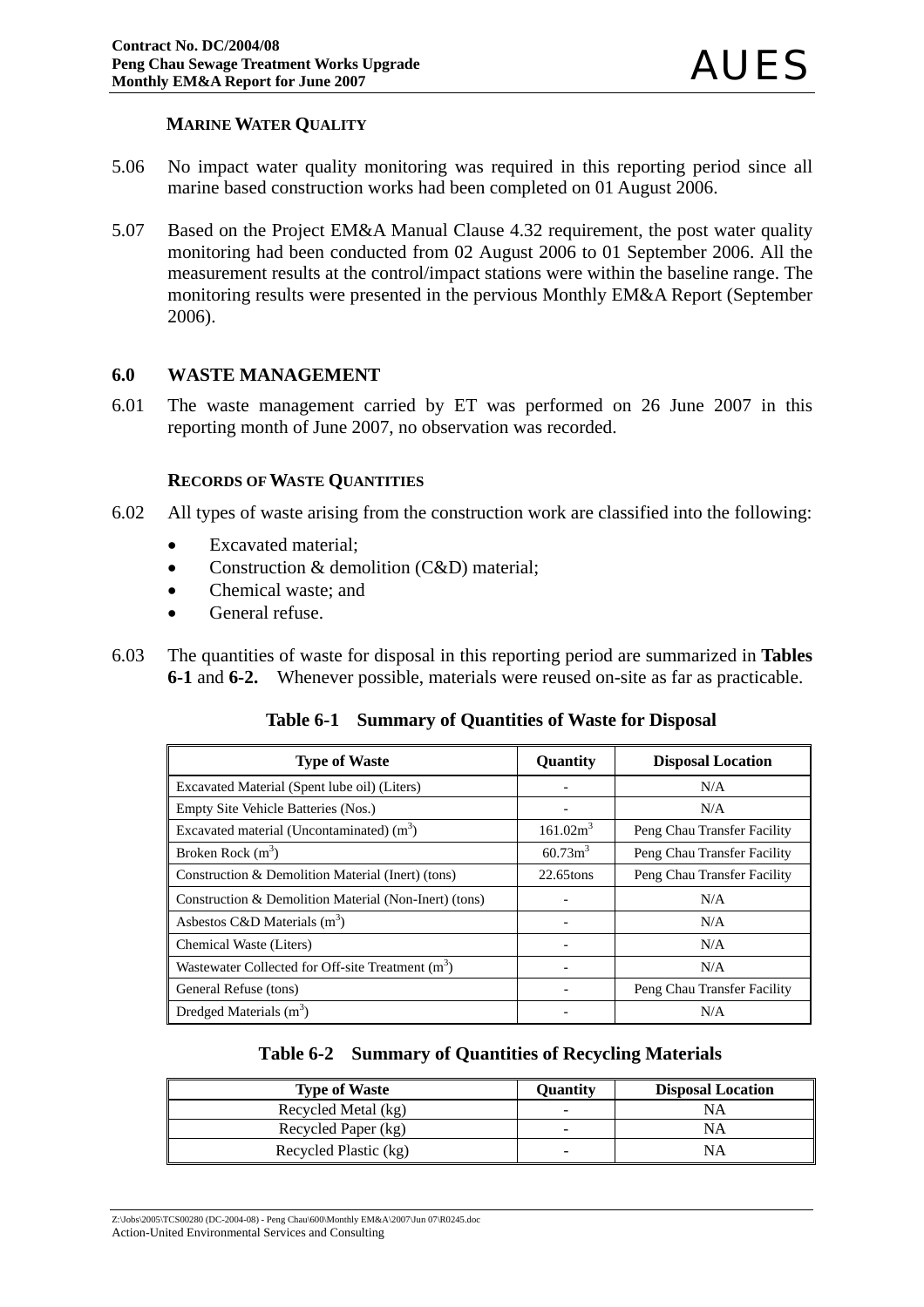### Marine Water Quality

5.06 No impact water quality monitoring was required in this reporting period since all marine based construction works had been completed on 01 August 2006.

5.07 Based on the Project EM&A Manual Clause 4.32 requirement, the post water quality monitoring had been conducted from 02 August 2006 to 01 September 2006. All the measurement results at the control/impact stations were within the baseline range. The monitoring results were presented in the pervious Monthly EM&A Report (September 2006).

## 6.0 WASTE MANAGEMENT

6.01 The waste management carried by ET was performed on 26 June 2007 in this reporting month of June 2007, no observation was recorded.

### Records of Waste Quantities

6.02 All types of waste arising from the construction work are classified into the following:

- Excavated material;
- Construction & demolition (C&D) material;
- Chemical waste; and
- General refuse.

6.03 The quantities of waste for disposal in this reporting period are summarized in **Tables 6-1** and **6-2.** Whenever possible, materials were reused on-site as far as practicable.

**Table 6-1 Summary of Quantities of Waste for Disposal**

| Type of Waste | Quantity | Disposal Location |
|---|---|---|
| Excavated Material (Spent lube oil) (Liters) | - | N/A |
| Empty Site Vehicle Batteries (Nos.) | - | N/A |
| Excavated material (Uncontaminated) ($m^3$) | 161.02$m^3$ | Peng Chau Transfer Facility |
| Broken Rock ($m^3$) | 60.73$m^3$ | Peng Chau Transfer Facility |
| Construction & Demolition Material (Inert) (tons) | 22.65tons | Peng Chau Transfer Facility |
| Construction & Demolition Material (Non-Inert) (tons) | - | N/A |
| Asbestos C&D Materials ($m^3$) | - | N/A |
| Chemical Waste (Liters) | - | N/A |
| Wastewater Collected for Off-site Treatment ($m^3$) | - | N/A |
| General Refuse (tons) | - | Peng Chau Transfer Facility |
| Dredged Materials ($m^3$) | - | N/A |

**Table 6-2 Summary of Quantities of Recycling Materials**

| Type of Waste | Quantity | Disposal Location |
|---|---|---|
| Recycled Metal (kg) | - | NA |
| Recycled Paper (kg) | - | NA |
| Recycled Plastic (kg) | - | NA |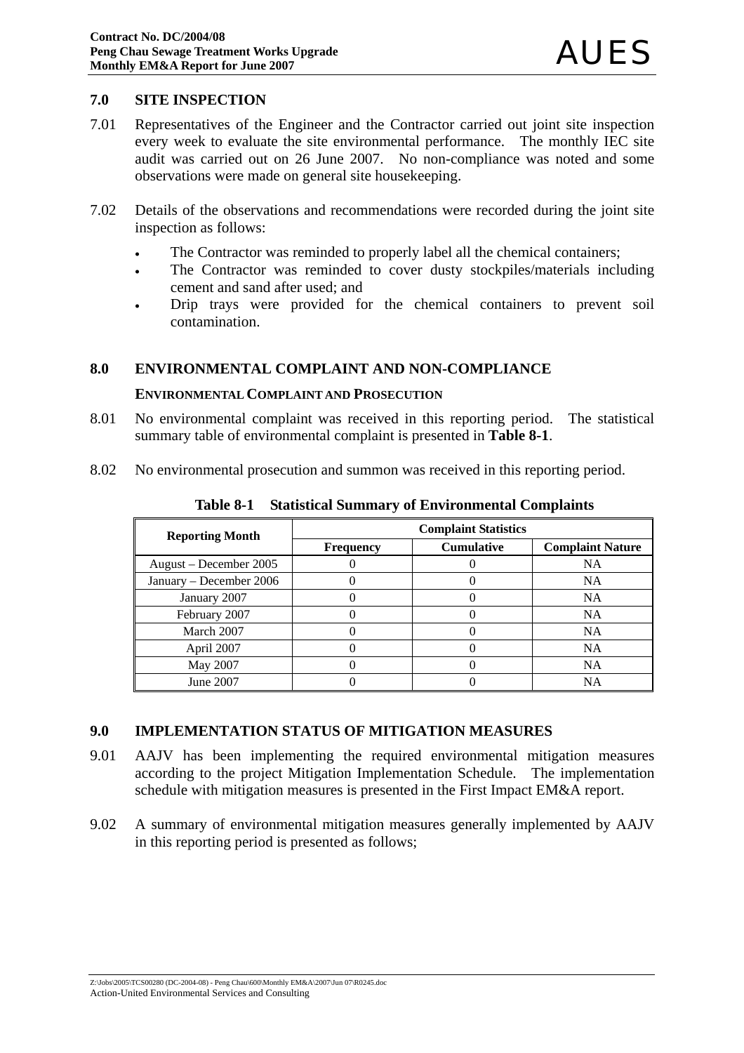## 7.0 SITE INSPECTION

7.01 Representatives of the Engineer and the Contractor carried out joint site inspection every week to evaluate the site environmental performance. The monthly IEC site audit was carried out on 26 June 2007. No non-compliance was noted and some observations were made on general site housekeeping.

7.02 Details of the observations and recommendations were recorded during the joint site inspection as follows:

- The Contractor was reminded to properly label all the chemical containers;
- The Contractor was reminded to cover dusty stockpiles/materials including cement and sand after used; and
- Drip trays were provided for the chemical containers to prevent soil contamination.

## 8.0 ENVIRONMENTAL COMPLAINT AND NON-COMPLIANCE

### ENVIRONMENTAL COMPLAINT AND PROSECUTION

8.01 No environmental complaint was received in this reporting period. The statistical summary table of environmental complaint is presented in **Table 8-1**.

8.02 No environmental prosecution and summon was received in this reporting period.

**Table 8-1 Statistical Summary of Environmental Complaints**

| Reporting Month | Complaint Statistics | | |
|---|---|---|---|
| | Frequency | Cumulative | Complaint Nature |
| August – December 2005 | 0 | 0 | NA |
| January – December 2006 | 0 | 0 | NA |
| January 2007 | 0 | 0 | NA |
| February 2007 | 0 | 0 | NA |
| March 2007 | 0 | 0 | NA |
| April 2007 | 0 | 0 | NA |
| May 2007 | 0 | 0 | NA |
| June 2007 | 0 | 0 | NA |

## 9.0 IMPLEMENTATION STATUS OF MITIGATION MEASURES

9.01 AAJV has been implementing the required environmental mitigation measures according to the project Mitigation Implementation Schedule. The implementation schedule with mitigation measures is presented in the First Impact EM&A report.

9.02 A summary of environmental mitigation measures generally implemented by AAJV in this reporting period is presented as follows;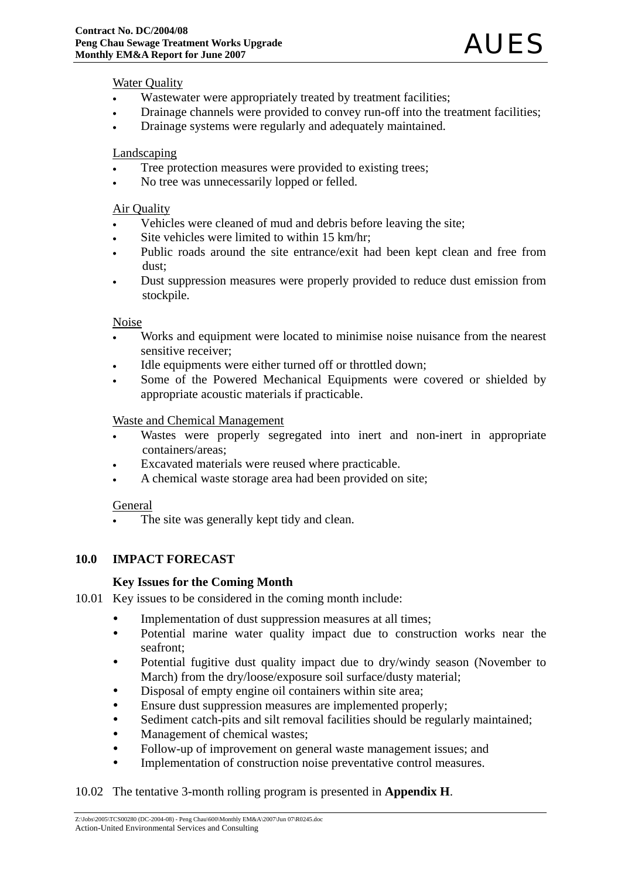Water Quality

- Wastewater were appropriately treated by treatment facilities;
- Drainage channels were provided to convey run-off into the treatment facilities;
- Drainage systems were regularly and adequately maintained.

Landscaping

- Tree protection measures were provided to existing trees;
- No tree was unnecessarily lopped or felled.

Air Quality

- Vehicles were cleaned of mud and debris before leaving the site;
- Site vehicles were limited to within 15 km/hr;
- Public roads around the site entrance/exit had been kept clean and free from dust;
- Dust suppression measures were properly provided to reduce dust emission from stockpile.

Noise

- Works and equipment were located to minimise noise nuisance from the nearest sensitive receiver;
- Idle equipments were either turned off or throttled down;
- Some of the Powered Mechanical Equipments were covered or shielded by appropriate acoustic materials if practicable.

Waste and Chemical Management

- Wastes were properly segregated into inert and non-inert in appropriate containers/areas;
- Excavated materials were reused where practicable.
- A chemical waste storage area had been provided on site;

General

- The site was generally kept tidy and clean.

## 10.0 IMPACT FORECAST

### Key Issues for the Coming Month

10.01 Key issues to be considered in the coming month include:

- Implementation of dust suppression measures at all times;
- Potential marine water quality impact due to construction works near the seafront;
- Potential fugitive dust quality impact due to dry/windy season (November to March) from the dry/loose/exposure soil surface/dusty material;
- Disposal of empty engine oil containers within site area;
- Ensure dust suppression measures are implemented properly;
- Sediment catch-pits and silt removal facilities should be regularly maintained;
- Management of chemical wastes;
- Follow-up of improvement on general waste management issues; and
- Implementation of construction noise preventative control measures.

10.02 The tentative 3-month rolling program is presented in **Appendix H**.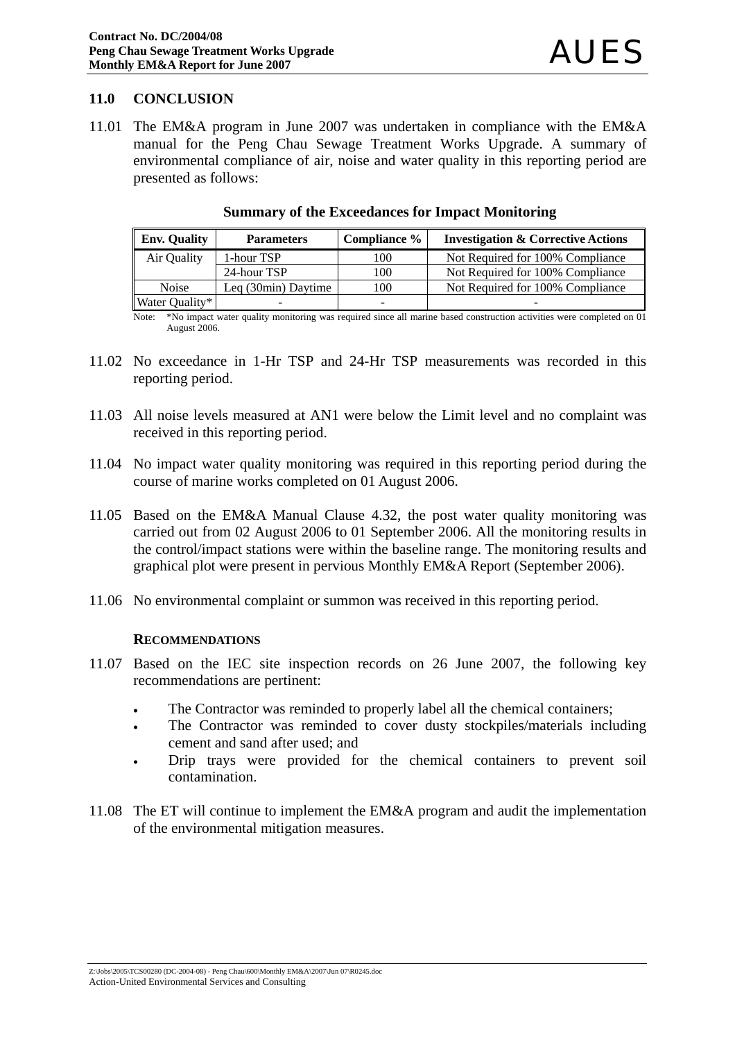## 11.0 CONCLUSION

11.01 The EM&A program in June 2007 was undertaken in compliance with the EM&A manual for the Peng Chau Sewage Treatment Works Upgrade. A summary of environmental compliance of air, noise and water quality in this reporting period are presented as follows:

**Summary of the Exceedances for Impact Monitoring**

| Env. Quality | Parameters | Compliance % | Investigation & Corrective Actions |
|---|---|---|---|
| Air Quality | 1-hour TSP | 100 | Not Required for 100% Compliance |
| | 24-hour TSP | 100 | Not Required for 100% Compliance |
| Noise | Leq (30min) Daytime | 100 | Not Required for 100% Compliance |
| Water Quality* | - | - | - |

Note: *No impact water quality monitoring was required since all marine based construction activities were completed on 01 August 2006.

11.02 No exceedance in 1-Hr TSP and 24-Hr TSP measurements was recorded in this reporting period.

11.03 All noise levels measured at AN1 were below the Limit level and no complaint was received in this reporting period.

11.04 No impact water quality monitoring was required in this reporting period during the course of marine works completed on 01 August 2006.

11.05 Based on the EM&A Manual Clause 4.32, the post water quality monitoring was carried out from 02 August 2006 to 01 September 2006. All the monitoring results in the control/impact stations were within the baseline range. The monitoring results and graphical plot were present in pervious Monthly EM&A Report (September 2006).

11.06 No environmental complaint or summon was received in this reporting period.

### RECOMMENDATIONS

11.07 Based on the IEC site inspection records on 26 June 2007, the following key recommendations are pertinent:

- The Contractor was reminded to properly label all the chemical containers;
- The Contractor was reminded to cover dusty stockpiles/materials including cement and sand after used; and
- Drip trays were provided for the chemical containers to prevent soil contamination.

11.08 The ET will continue to implement the EM&A program and audit the implementation of the environmental mitigation measures.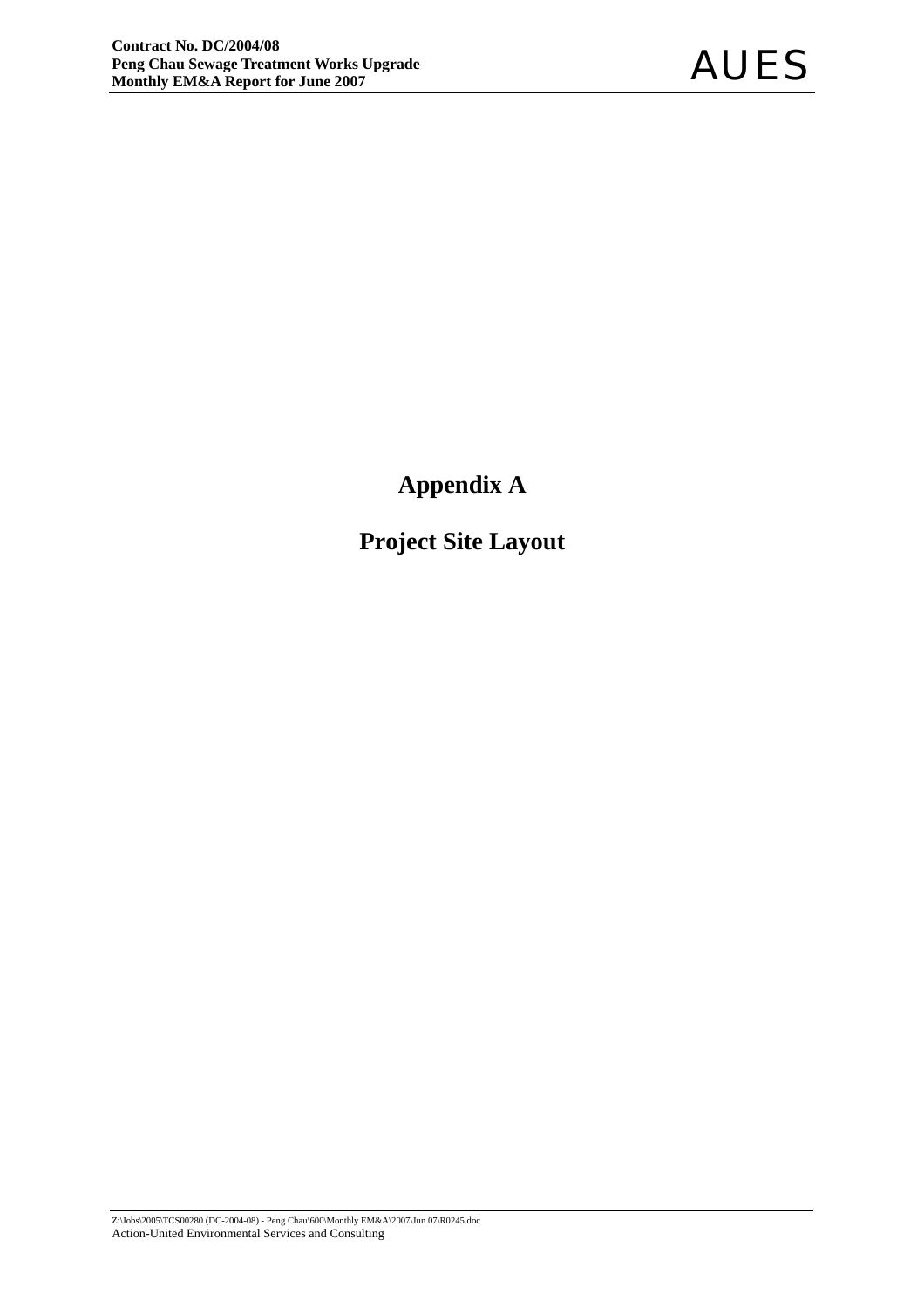# Appendix A

# Project Site Layout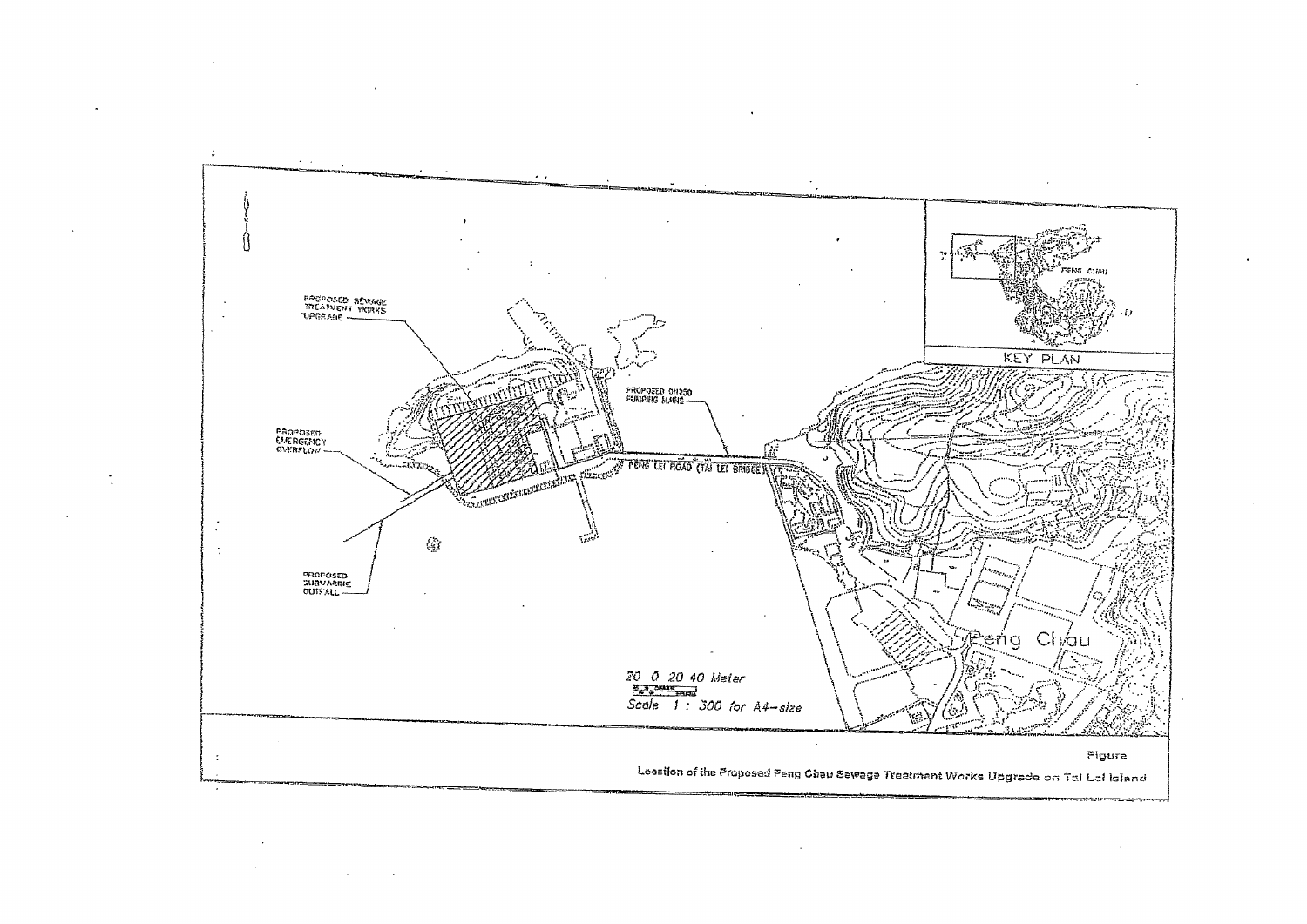PROPOSED SEWAGE TREATMENT WORKS UPGRADE

PROPOSED EMERGENCY OVERFLOW

PROPOSED SUBMARINE OUTFALL

PROPOSED DN250 PUMPING MAINS

PENG LEI ROAD (TAI LEI BRIDGE)

KEY PLAN

PENG CHAU

Peng Chau

20 0 20 40 Meter

Scale 1 : 300 for A4-size

Figure

Location of the Proposed Peng Chau Sewage Treatment Works Upgrade on Tai Lei Island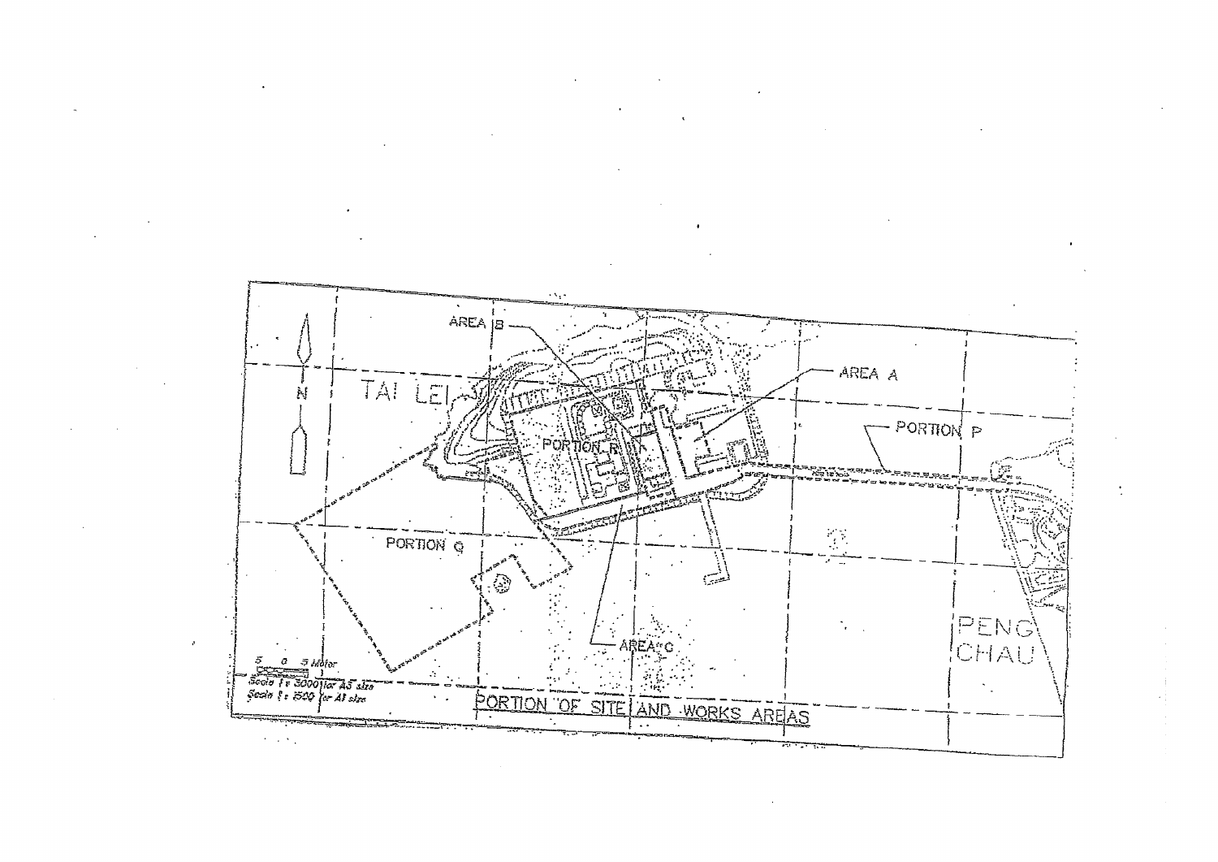AREA B

AREA A

TAI LEI

PORTION P

PORTION R

PORTION Q

AREA C

PENG CHAU

N

5 0 5 Meter

Scale 1 : 3000 for A3 size

Scale 1 : 1500 for A1 size

PORTION OF SITE AND WORKS AREAS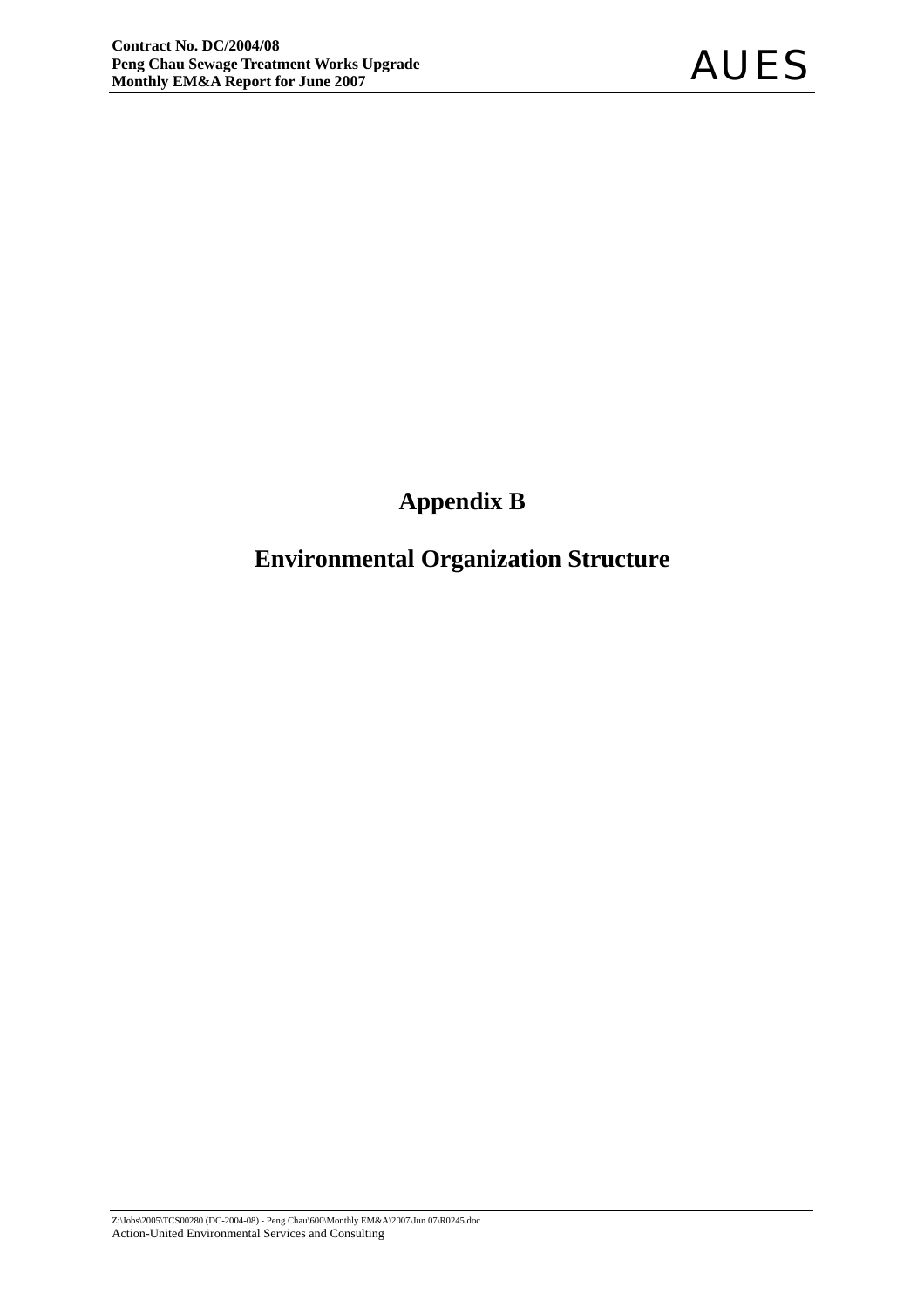# Appendix B

# Environmental Organization Structure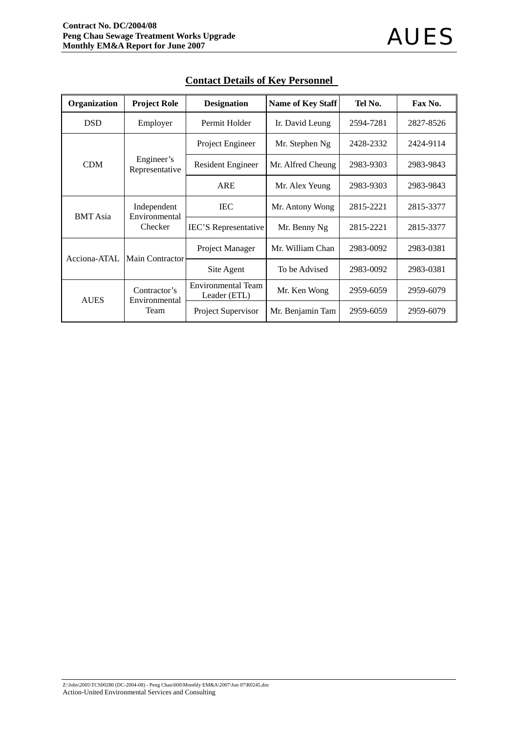## Contact Details of Key Personnel

| Organization | Project Role | Designation | Name of Key Staff | Tel No. | Fax No. |
|---|---|---|---|---|---|
| DSD | Employer | Permit Holder | Ir. David Leung | 2594-7281 | 2827-8526 |
| CDM | Engineer's Representative | Project Engineer | Mr. Stephen Ng | 2428-2332 | 2424-9114 |
| | | Resident Engineer | Mr. Alfred Cheung | 2983-9303 | 2983-9843 |
| | | ARE | Mr. Alex Yeung | 2983-9303 | 2983-9843 |
| BMT Asia | Independent Environmental Checker | IEC | Mr. Antony Wong | 2815-2221 | 2815-3377 |
| | | IEC'S Representative | Mr. Benny Ng | 2815-2221 | 2815-3377 |
| Acciona-ATAL | Main Contractor | Project Manager | Mr. William Chan | 2983-0092 | 2983-0381 |
| | | Site Agent | To be Advised | 2983-0092 | 2983-0381 |
| AUES | Contractor's Environmental Team | Environmental Team Leader (ETL) | Mr. Ken Wong | 2959-6059 | 2959-6079 |
| | | Project Supervisor | Mr. Benjamin Tam | 2959-6059 | 2959-6079 |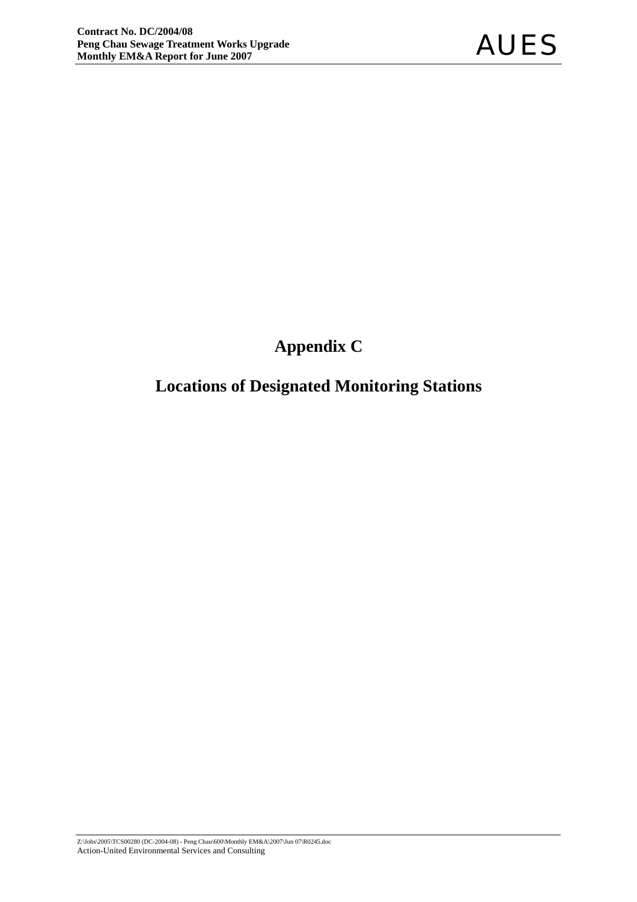# Appendix C

# Locations of Designated Monitoring Stations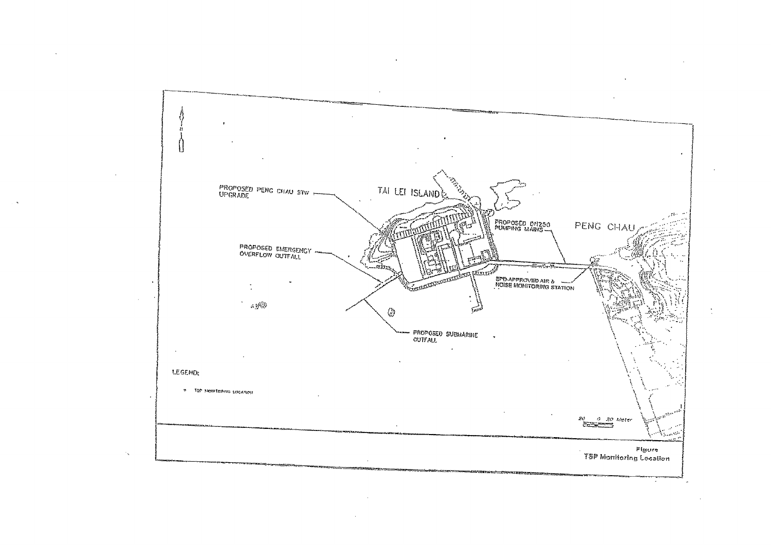PROPOSED PENG CHAU STW UPGRADE

TAI LEI ISLAND

PROPOSED DN250 PUMPING MAINS

PENG CHAU

PROPOSED EMERGENCY OVERFLOW OUTFALL

EPD-APPROVED AIR & NOISE MONITORING STATION

PROPOSED SUBMARINE OUTFALL

LEGEND:

- TSP MONITORING LOCATION

20 0 20 Meter

Figure

TSP Monitoring Location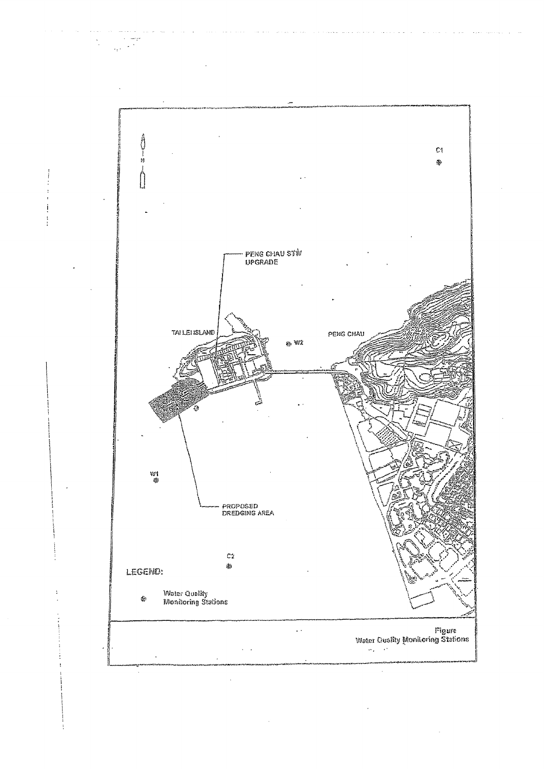C1

PENG CHAU STW UPGRADE

TAI LEI ISLAND

W2

PENG CHAU

W1

PROPOSED DREDGING AREA

C2

LEGEND:

Water Quality Monitoring Stations

Figure
Water Quality Monitoring Stations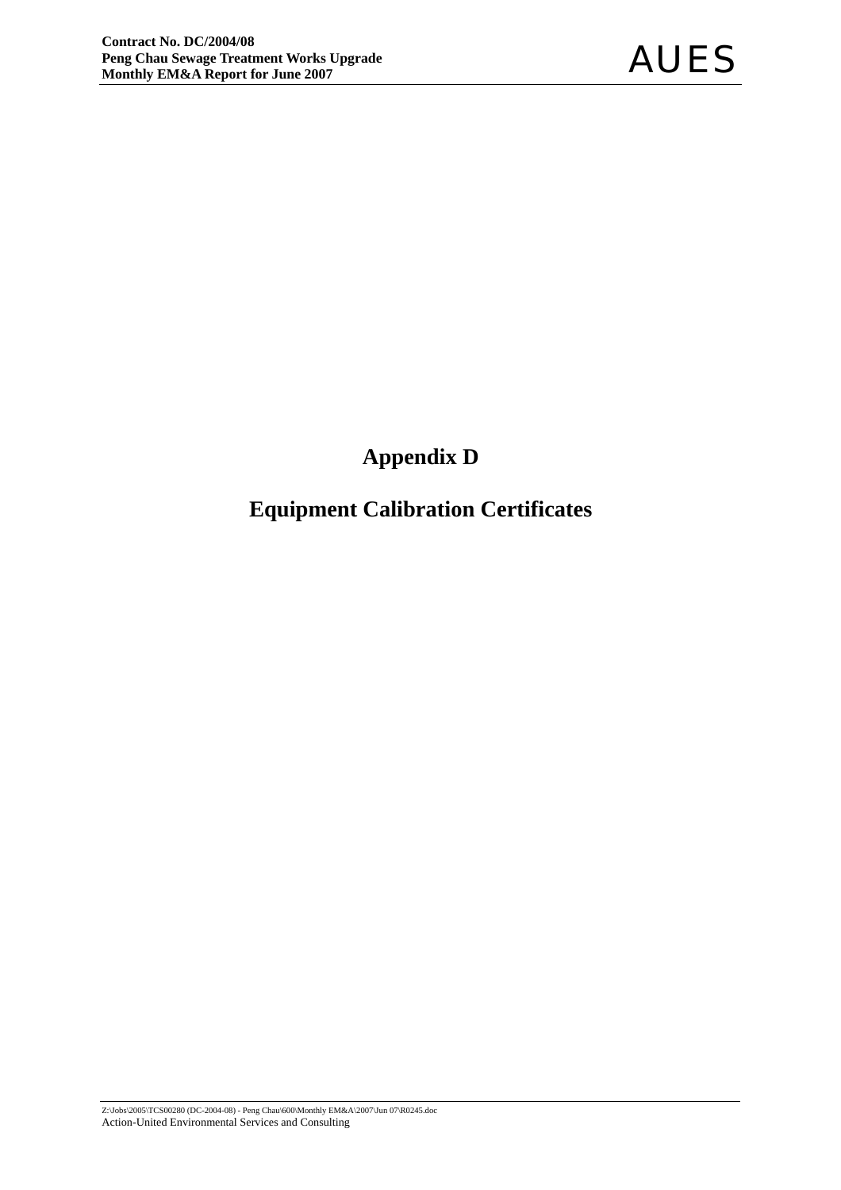# Appendix D

# Equipment Calibration Certificates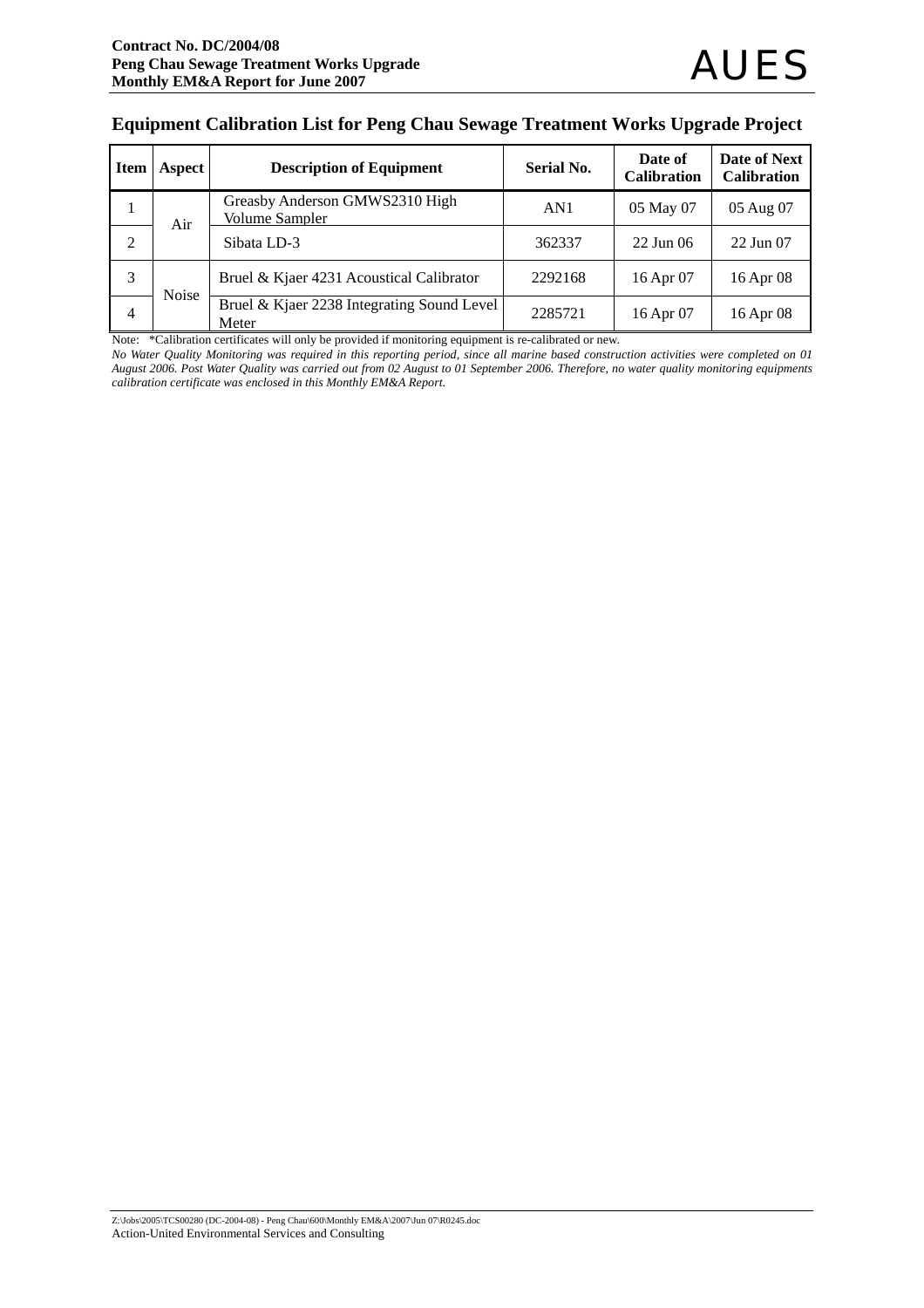## Equipment Calibration List for Peng Chau Sewage Treatment Works Upgrade Project

| Item | Aspect | Description of Equipment | Serial No. | Date of Calibration | Date of Next Calibration |
|---|---|---|---|---|---|
| 1 | Air | Greasby Anderson GMWS2310 High Volume Sampler | AN1 | 05 May 07 | 05 Aug 07 |
| 2 | | Sibata LD-3 | 362337 | 22 Jun 06 | 22 Jun 07 |
| 3 | Noise | Bruel & Kjaer 4231 Acoustical Calibrator | 2292168 | 16 Apr 07 | 16 Apr 08 |
| 4 | | Bruel & Kjaer 2238 Integrating Sound Level Meter | 2285721 | 16 Apr 07 | 16 Apr 08 |

Note: *Calibration certificates will only be provided if monitoring equipment is re-calibrated or new.

*No Water Quality Monitoring was required in this reporting period, since all marine based construction activities were completed on 01 August 2006. Post Water Quality was carried out from 02 August to 01 September 2006. Therefore, no water quality monitoring equipments calibration certificate was enclosed in this Monthly EM&A Report.*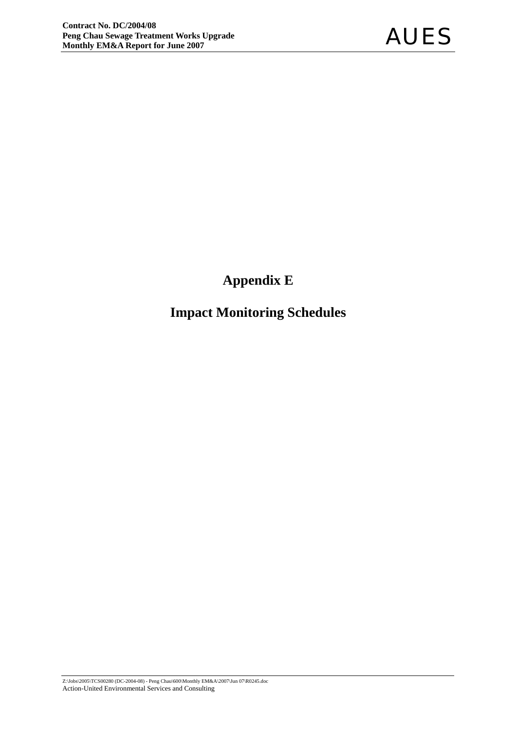# Appendix E

# Impact Monitoring Schedules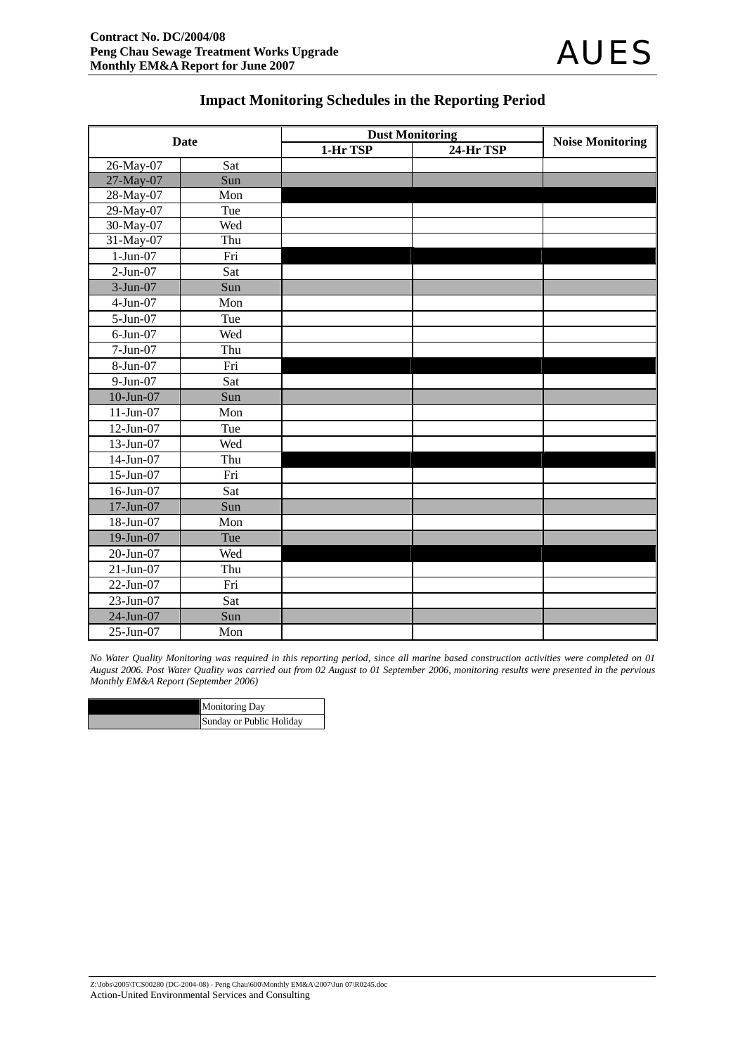# Impact Monitoring Schedules in the Reporting Period

| Date | | Dust Monitoring | | Noise Monitoring |
|---|---|---|---|---|
| | | 1-Hr TSP | 24-Hr TSP | |
| 26-May-07 | Sat | | | |
| 27-May-07 | Sun | | | |
| 28-May-07 | Mon | ■ | ■ | ■ |
| 29-May-07 | Tue | | | |
| 30-May-07 | Wed | | | |
| 31-May-07 | Thu | | | |
| 1-Jun-07 | Fri | ■ | ■ | ■ |
| 2-Jun-07 | Sat | | | |
| 3-Jun-07 | Sun | | | |
| 4-Jun-07 | Mon | | | |
| 5-Jun-07 | Tue | | | |
| 6-Jun-07 | Wed | | | |
| 7-Jun-07 | Thu | | | |
| 8-Jun-07 | Fri | ■ | ■ | ■ |
| 9-Jun-07 | Sat | | | |
| 10-Jun-07 | Sun | | | |
| 11-Jun-07 | Mon | | | |
| 12-Jun-07 | Tue | | | |
| 13-Jun-07 | Wed | | | |
| 14-Jun-07 | Thu | ■ | ■ | ■ |
| 15-Jun-07 | Fri | | | |
| 16-Jun-07 | Sat | | | |
| 17-Jun-07 | Sun | | | |
| 18-Jun-07 | Mon | | | |
| 19-Jun-07 | Tue | | | |
| 20-Jun-07 | Wed | ■ | ■ | ■ |
| 21-Jun-07 | Thu | | | |
| 22-Jun-07 | Fri | | | |
| 23-Jun-07 | Sat | | | |
| 24-Jun-07 | Sun | | | |
| 25-Jun-07 | Mon | | | |

*No Water Quality Monitoring was required in this reporting period, since all marine based construction activities were completed on 01 August 2006. Post Water Quality was carried out from 02 August to 01 September 2006, monitoring results were presented in the pervious Monthly EM&A Report (September 2006)*

| Legend | Description |
|---|---|
| ■ (black) | Monitoring Day |
| (grey) | Sunday or Public Holiday |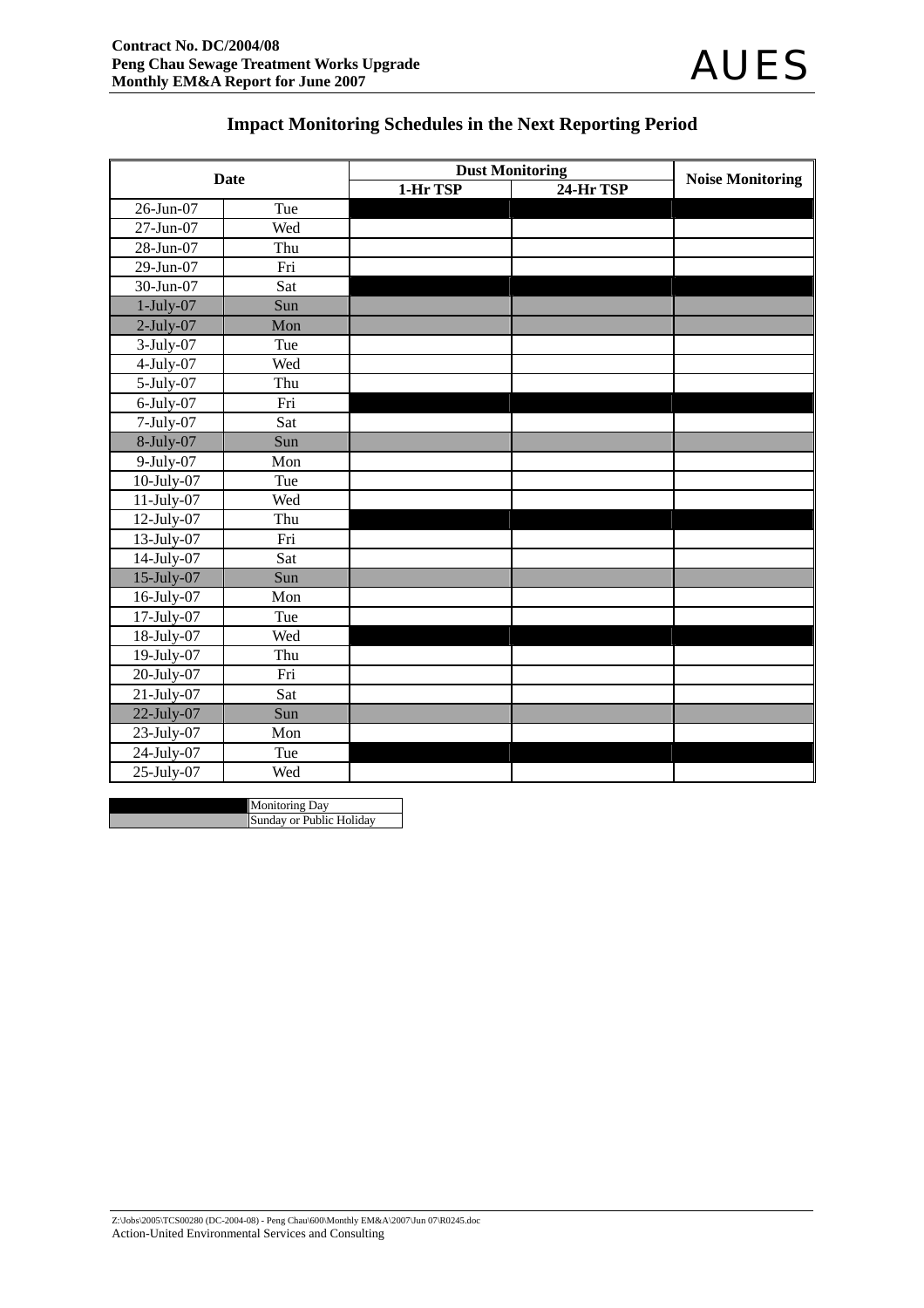## Impact Monitoring Schedules in the Next Reporting Period

| Date | | Dust Monitoring | | Noise Monitoring |
|---|---|---|---|---|
| | | 1-Hr TSP | 24-Hr TSP | |
| 26-Jun-07 | Tue | ■ | ■ | ■ |
| 27-Jun-07 | Wed | | | |
| 28-Jun-07 | Thu | | | |
| 29-Jun-07 | Fri | | | |
| 30-Jun-07 | Sat | ■ | ■ | ■ |
| 1-July-07 | Sun | ▒ | ▒ | ▒ |
| 2-July-07 | Mon | ▒ | ▒ | ▒ |
| 3-July-07 | Tue | | | |
| 4-July-07 | Wed | | | |
| 5-July-07 | Thu | | | |
| 6-July-07 | Fri | ■ | ■ | ■ |
| 7-July-07 | Sat | | | |
| 8-July-07 | Sun | ▒ | ▒ | ▒ |
| 9-July-07 | Mon | | | |
| 10-July-07 | Tue | | | |
| 11-July-07 | Wed | | | |
| 12-July-07 | Thu | ■ | ■ | ■ |
| 13-July-07 | Fri | | | |
| 14-July-07 | Sat | | | |
| 15-July-07 | Sun | ▒ | ▒ | ▒ |
| 16-July-07 | Mon | | | |
| 17-July-07 | Tue | | | |
| 18-July-07 | Wed | ■ | ■ | ■ |
| 19-July-07 | Thu | | | |
| 20-July-07 | Fri | | | |
| 21-July-07 | Sat | | | |
| 22-July-07 | Sun | ▒ | ▒ | ▒ |
| 23-July-07 | Mon | | | |
| 24-July-07 | Tue | ■ | ■ | ■ |
| 25-July-07 | Wed | | | |

| | |
|---|---|
| ■ | Monitoring Day |
| ▒ | Sunday or Public Holiday |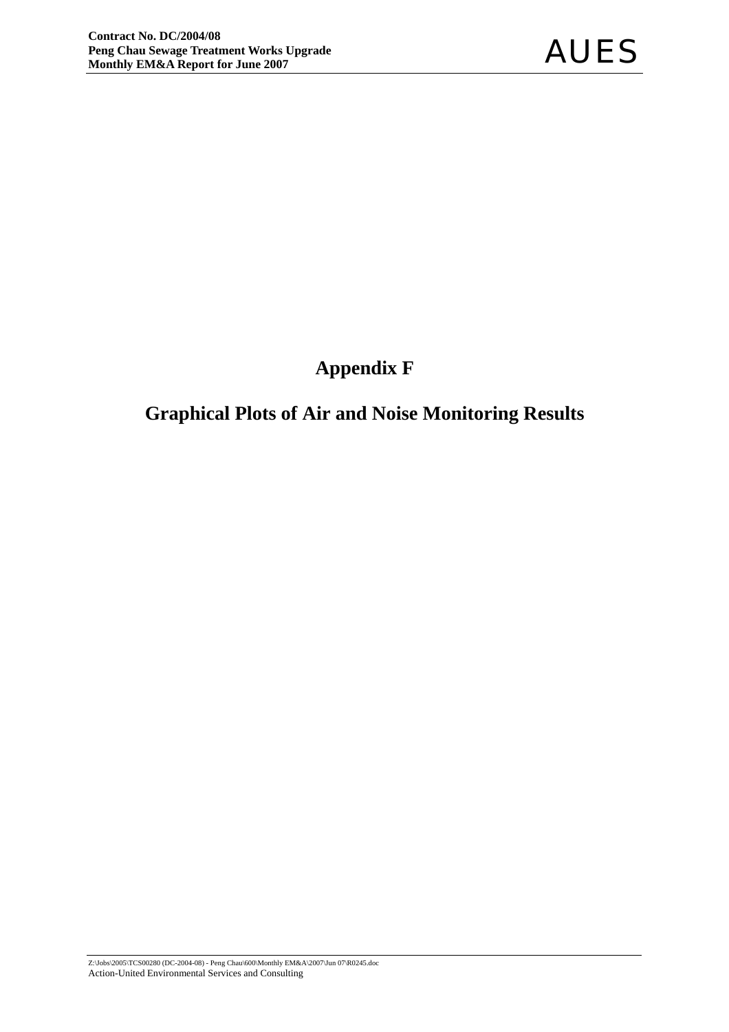# Appendix F

# Graphical Plots of Air and Noise Monitoring Results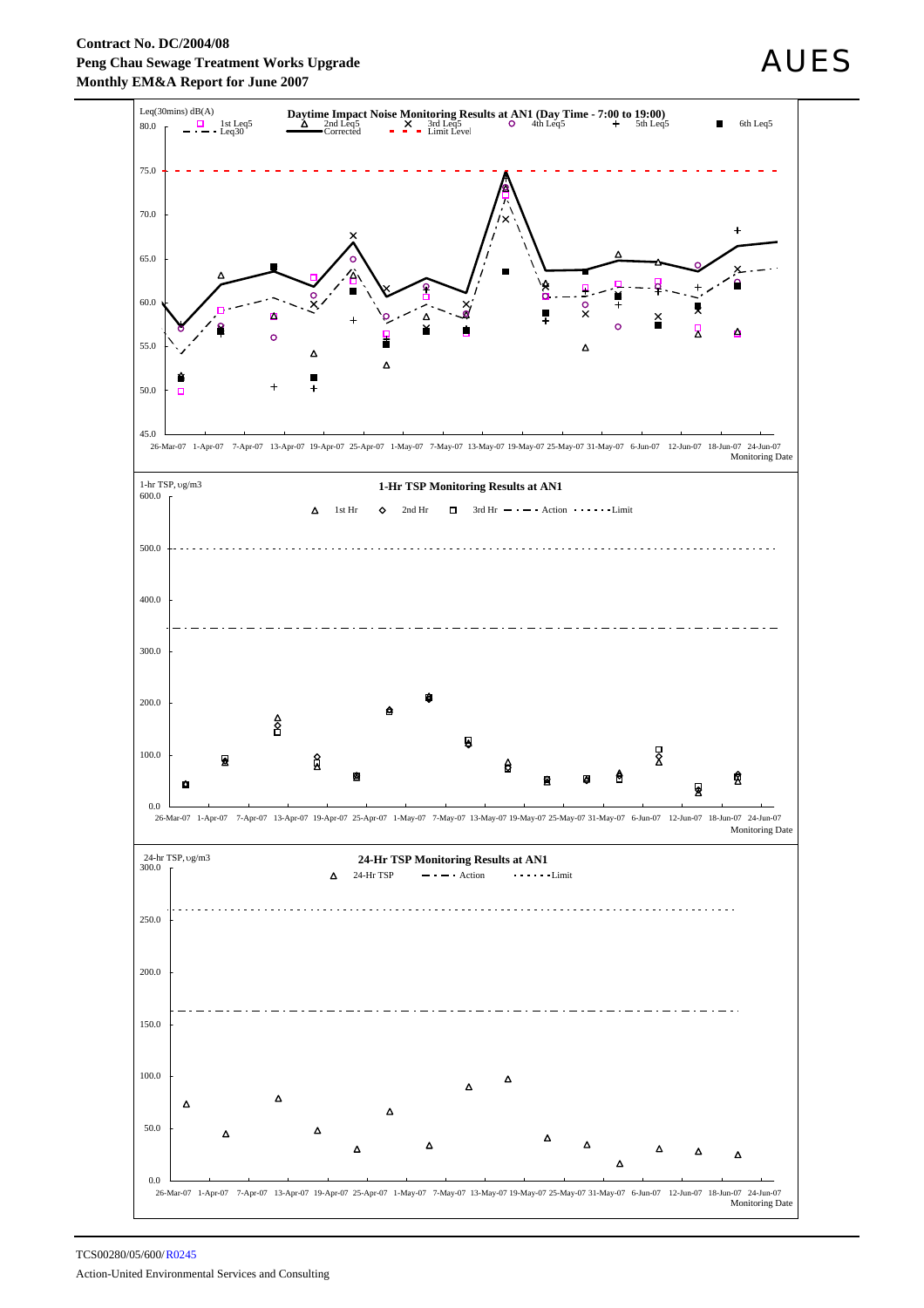**Contract No. DC/2004/08**
**Peng Chau Sewage Treatment Works Upgrade**
**Monthly EM&A Report for June 2007**

AUES

**Daytime Impact Noise Monitoring Results at AN1 (Day Time - 7:00 to 19:00)**

Leq(30mins) dB(A)

1st Leq5, 2nd Leq5, 3rd Leq5, 4th Leq5, 5th Leq5, 6th Leq5, Leq30, Corrected, Limit Level

80.0, 75.0, 70.0, 65.0, 60.0, 55.0, 50.0, 45.0

26-Mar-07, 1-Apr-07, 7-Apr-07, 13-Apr-07, 19-Apr-07, 25-Apr-07, 1-May-07, 7-May-07, 13-May-07, 19-May-07, 25-May-07, 31-May-07, 6-Jun-07, 12-Jun-07, 18-Jun-07, 24-Jun-07

Monitoring Date

**1-Hr TSP Monitoring Results at AN1**

1-hr TSP, ug/m3

1st Hr, 2nd Hr, 3rd Hr, Action, Limit

600.0, 500.0, 400.0, 300.0, 200.0, 100.0, 0.0

26-Mar-07, 1-Apr-07, 7-Apr-07, 13-Apr-07, 19-Apr-07, 25-Apr-07, 1-May-07, 7-May-07, 13-May-07, 19-May-07, 25-May-07, 31-May-07, 6-Jun-07, 12-Jun-07, 18-Jun-07, 24-Jun-07

Monitoring Date

**24-Hr TSP Monitoring Results at AN1**

24-hr TSP, ug/m3

24-Hr TSP, Action, Limit

300.0, 250.0, 200.0, 150.0, 100.0, 50.0, 0.0

26-Mar-07, 1-Apr-07, 7-Apr-07, 13-Apr-07, 19-Apr-07, 25-Apr-07, 1-May-07, 7-May-07, 13-May-07, 19-May-07, 25-May-07, 31-May-07, 6-Jun-07, 12-Jun-07, 18-Jun-07, 24-Jun-07

Monitoring Date

TCS00280/05/600/R0245

Action-United Environmental Services and Consulting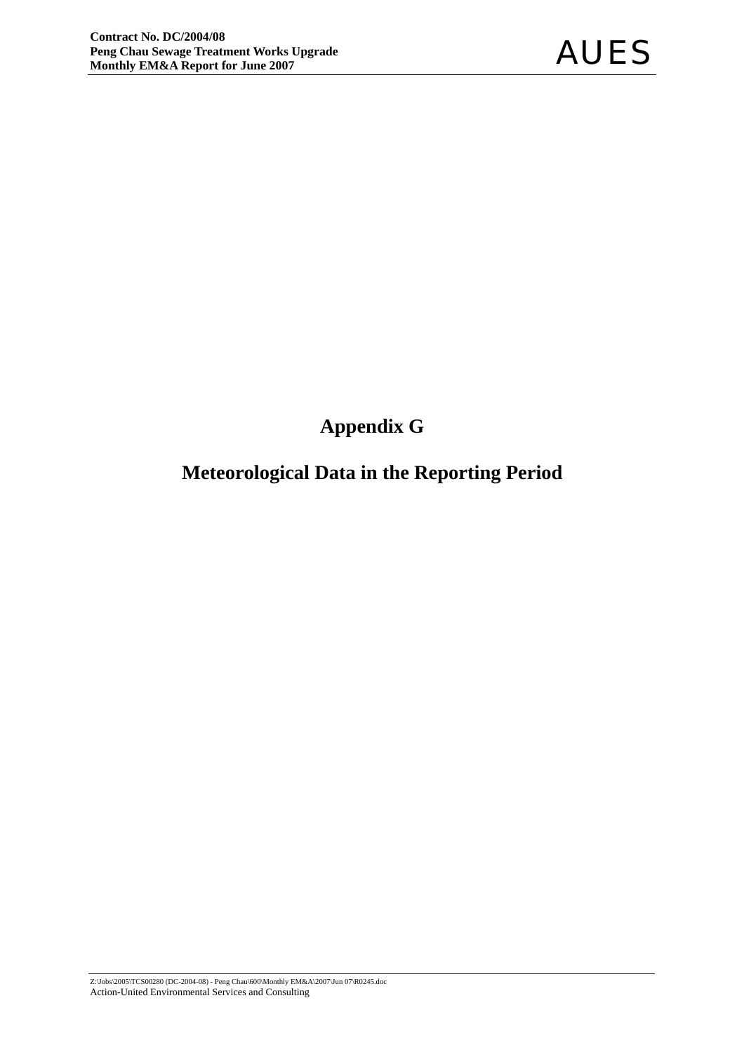# Appendix G

# Meteorological Data in the Reporting Period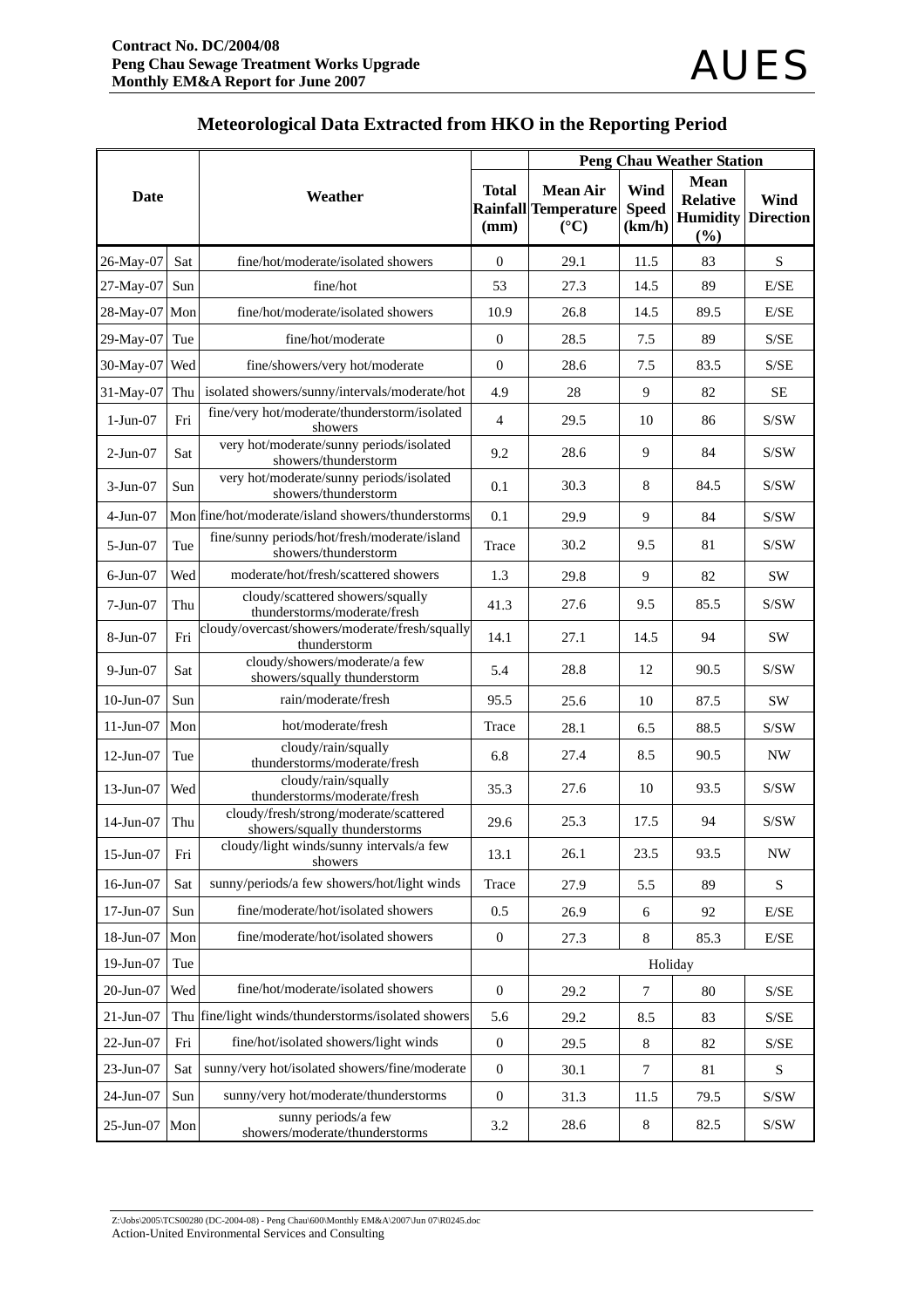## Meteorological Data Extracted from HKO in the Reporting Period

| Date | | Weather | Total Rainfall (mm) | Peng Chau Weather Station | | | |
|---|---|---|---|---|---|---|---|
| | | | | Mean Air Temperature (°C) | Wind Speed (km/h) | Mean Relative Humidity (%) | Wind Direction |
| 26-May-07 | Sat | fine/hot/moderate/isolated showers | 0 | 29.1 | 11.5 | 83 | S |
| 27-May-07 | Sun | fine/hot | 53 | 27.3 | 14.5 | 89 | E/SE |
| 28-May-07 | Mon | fine/hot/moderate/isolated showers | 10.9 | 26.8 | 14.5 | 89.5 | E/SE |
| 29-May-07 | Tue | fine/hot/moderate | 0 | 28.5 | 7.5 | 89 | S/SE |
| 30-May-07 | Wed | fine/showers/very hot/moderate | 0 | 28.6 | 7.5 | 83.5 | S/SE |
| 31-May-07 | Thu | isolated showers/sunny/intervals/moderate/hot | 4.9 | 28 | 9 | 82 | SE |
| 1-Jun-07 | Fri | fine/very hot/moderate/thunderstorm/isolated showers | 4 | 29.5 | 10 | 86 | S/SW |
| 2-Jun-07 | Sat | very hot/moderate/sunny periods/isolated showers/thunderstorm | 9.2 | 28.6 | 9 | 84 | S/SW |
| 3-Jun-07 | Sun | very hot/moderate/sunny periods/isolated showers/thunderstorm | 0.1 | 30.3 | 8 | 84.5 | S/SW |
| 4-Jun-07 | Mon | fine/hot/moderate/island showers/thunderstorms | 0.1 | 29.9 | 9 | 84 | S/SW |
| 5-Jun-07 | Tue | fine/sunny periods/hot/fresh/moderate/island showers/thunderstorm | Trace | 30.2 | 9.5 | 81 | S/SW |
| 6-Jun-07 | Wed | moderate/hot/fresh/scattered showers | 1.3 | 29.8 | 9 | 82 | SW |
| 7-Jun-07 | Thu | cloudy/scattered showers/squally thunderstorms/moderate/fresh | 41.3 | 27.6 | 9.5 | 85.5 | S/SW |
| 8-Jun-07 | Fri | cloudy/overcast/showers/moderate/fresh/squally thunderstorm | 14.1 | 27.1 | 14.5 | 94 | SW |
| 9-Jun-07 | Sat | cloudy/showers/moderate/a few showers/squally thunderstorm | 5.4 | 28.8 | 12 | 90.5 | S/SW |
| 10-Jun-07 | Sun | rain/moderate/fresh | 95.5 | 25.6 | 10 | 87.5 | SW |
| 11-Jun-07 | Mon | hot/moderate/fresh | Trace | 28.1 | 6.5 | 88.5 | S/SW |
| 12-Jun-07 | Tue | cloudy/rain/squally thunderstorms/moderate/fresh | 6.8 | 27.4 | 8.5 | 90.5 | NW |
| 13-Jun-07 | Wed | cloudy/rain/squally thunderstorms/moderate/fresh | 35.3 | 27.6 | 10 | 93.5 | S/SW |
| 14-Jun-07 | Thu | cloudy/fresh/strong/moderate/scattered showers/squally thunderstorms | 29.6 | 25.3 | 17.5 | 94 | S/SW |
| 15-Jun-07 | Fri | cloudy/light winds/sunny intervals/a few showers | 13.1 | 26.1 | 23.5 | 93.5 | NW |
| 16-Jun-07 | Sat | sunny/periods/a few showers/hot/light winds | Trace | 27.9 | 5.5 | 89 | S |
| 17-Jun-07 | Sun | fine/moderate/hot/isolated showers | 0.5 | 26.9 | 6 | 92 | E/SE |
| 18-Jun-07 | Mon | fine/moderate/hot/isolated showers | 0 | 27.3 | 8 | 85.3 | E/SE |
| 19-Jun-07 | Tue | | | Holiday | | | |
| 20-Jun-07 | Wed | fine/hot/moderate/isolated showers | 0 | 29.2 | 7 | 80 | S/SE |
| 21-Jun-07 | Thu | fine/light winds/thunderstorms/isolated showers | 5.6 | 29.2 | 8.5 | 83 | S/SE |
| 22-Jun-07 | Fri | fine/hot/isolated showers/light winds | 0 | 29.5 | 8 | 82 | S/SE |
| 23-Jun-07 | Sat | sunny/very hot/isolated showers/fine/moderate | 0 | 30.1 | 7 | 81 | S |
| 24-Jun-07 | Sun | sunny/very hot/moderate/thunderstorms | 0 | 31.3 | 11.5 | 79.5 | S/SW |
| 25-Jun-07 | Mon | sunny periods/a few showers/moderate/thunderstorms | 3.2 | 28.6 | 8 | 82.5 | S/SW |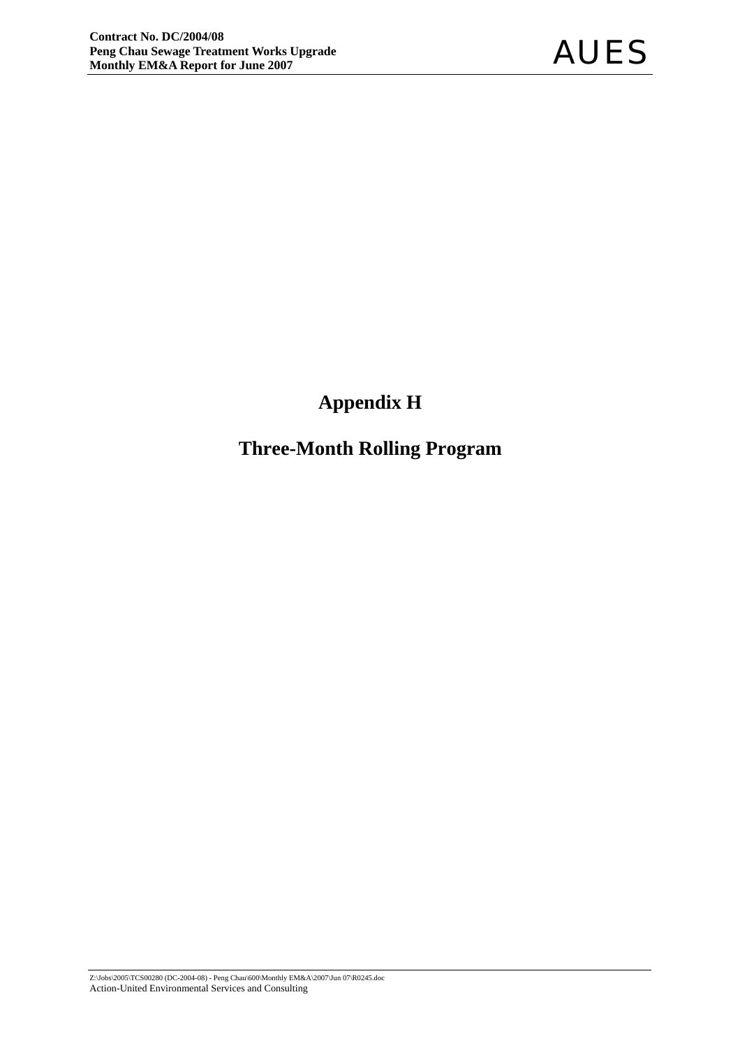# Appendix H

# Three-Month Rolling Program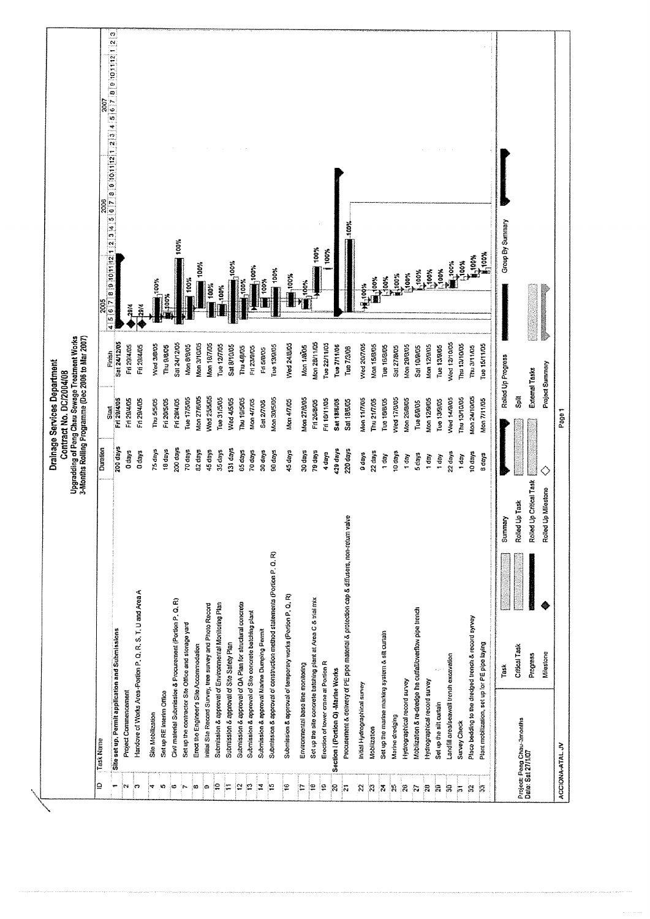# Drainage Services Department
## Contract No. DC/2004/08
### Upgrading of Peng Chau Sewage Treatment Works
### 3-Months Rolling Programme (Dec 2006 to Mar 2007)

| ID | Task Name | Duration | Start | Finish |
|---|---|---|---|---|
| 1 | **Site set up, Permit application and Submissions** | 200 days | Fri 29/4/05 | Sat 24/12/05 |
| 2 | Project Commencement | 0 days | Fri 29/4/05 | Fri 29/4/05 |
| 3 | Handover of Works Area-Portion P, Q, R, S, T, U and Area A | 0 days | Fri 29/4/05 | Fri 29/4/05 |
| 4 | Site Mobilization | 75 days | Thu 5/5/05 | Wed 3/8/05 |
| 5 | Set up RE Interim Office | 18 days | Fri 20/5/05 | Thu 9/6/05 |
| 6 | Civil material Submission & Procurement (Portion P, Q, R) | 200 days | Fri 29/4/05 | Sat 24/12/05 |
| 7 | Set up the contractor Site Office and storage yard | 70 days | Tue 17/5/05 | Mon 8/8/05 |
| 8 | Erect the Engineer's Site Accommodation | 82 days | Mon 27/6/05 | Mon 3/10/05 |
| 9 | Initial Site Record Survey, tree survey and Photo Record | 45 days | Wed 25/5/05 | Mon 18/7/05 |
| 10 | Submission & approval of Environmental Monitoring Plan | 35 days | Tue 31/5/05 | Tue 12/7/05 |
| 11 | Submission & approval of Site Safety Plan | 131 days | Wed 4/5/05 | Sat 8/10/05 |
| 12 | Submission & approval of QA Plan for structural concrete | 65 days | Thu 19/5/05 | Thu 4/8/05 |
| 13 | Submission & approval of Site concrete batching plant | 70 days | Mon 4/7/05 | Fri 23/9/05 |
| 14 | Submission & approval Marine Dumping Permit | 30 days | Sat 2/7/05 | Fri 5/8/05 |
| 15 | Submission & approval of construction method statements (Portion P, Q, R) | 90 days | Mon 30/5/05 | Tue 13/9/05 |
| 16 | Submission & approval of temporary works (Portion P, Q, R) | 45 days | Mon 4/7/05 | Wed 24/8/05 |
| 17 | Environmental base line monitoring | 30 days | Mon 27/6/05 | Mon 1/8/05 |
| 18 | Set up the site concrete batching plant at Area C & trial mix | 79 days | Fri 26/8/05 | Mon 28/11/05 |
| 19 | Erection of tower crane at Portion R | 4 days | Fri 18/11/05 | Tue 22/11/05 |
| 20 | **Section I (Portion Q) -Marine Works** | 429 days | Sat 18/6/05 | Tue 7/11/06 |
| 21 | Procurement & delivery of PE pipe material & protection cap & diffusers, non-return valve | 220 days | Sat 18/6/05 | Tue 7/3/06 |
| 22 | Initial Hydrographical survey | 9 days | Mon 11/7/05 | Wed 20/7/05 |
| 23 | Mobilization | 22 days | Thu 21/7/05 | Mon 15/8/05 |
| 24 | Set up the marine marking system & silt curtain | 1 day | Tue 16/8/05 | Tue 16/8/05 |
| 25 | Marine dredging | 10 days | Wed 17/8/05 | Sat 27/8/05 |
| 26 | Hydrographical record survey | 1 day | Mon 29/8/05 | Mon 29/8/05 |
| 27 | Mobilization & re-dredge the outfall/overflow pipe trench | 5 days | Tue 6/9/05 | Sat 10/9/05 |
| 28 | Hydrographical record survey | 1 day | Mon 12/9/05 | Mon 12/9/05 |
| 29 | Set up the silt curtain | 1 day | Tue 13/9/05 | Tue 13/9/05 |
| 30 | Landfill area/seawall trench excavation | 22 days | Wed 14/9/05 | Wed 12/10/05 |
| 31 | Survey Check | 1 day | Thu 13/10/05 | Thu 13/10/05 |
| 32 | Place bedding to the dredged trench & record survey | 10 days | Mon 24/10/05 | Thu 3/11/05 |
| 33 | Plant mobilization, set up for PE pipe laying | 8 days | Mon 7/11/05 | Tue 15/11/05 |

Project: Peng Chau-3months
Date: Sat 27/1/07

Legend: Task; Critical Task; Progress; Milestone; Summary; Rolled Up Task; Rolled Up Critical Task; Rolled Up Milestone; Rolled Up Progress; Split; External Tasks; Project Summary; Group By Summary

ACCIONA-ATAL JV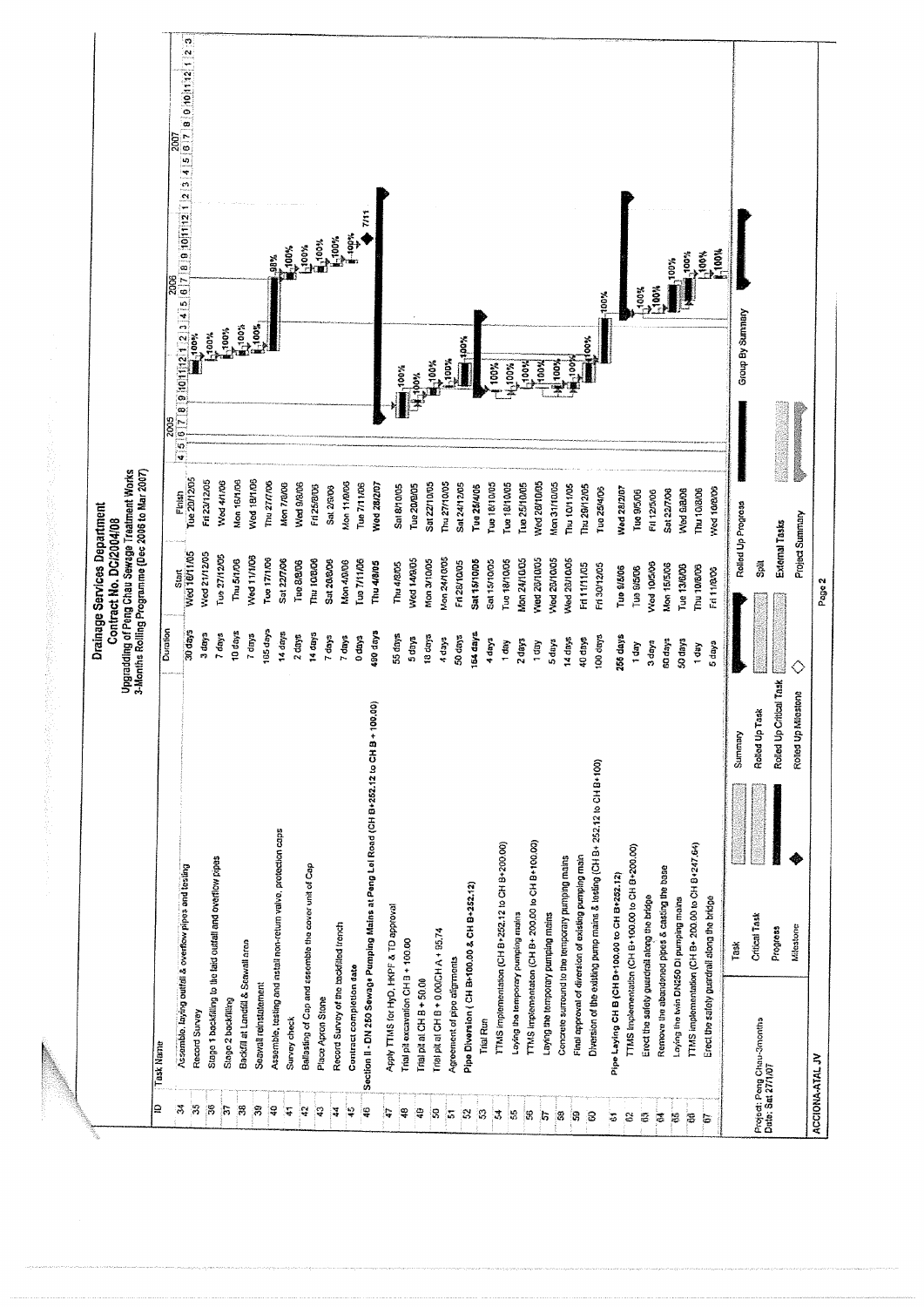# Drainage Services Department

## Contract No. DC/2004/08

### Upgradding of Peng Chau Sewage Treatment Works
### 3-Months Rolling Programme (Dec 2006 to Mar 2007)

| ID | Task Name | Duration | Start | Finish |
|---|---|---|---|---|
| 34 | Assemble, laying outfall & overflow pipes and testing | 30 days | Wed 16/11/05 | Tue 20/12/05 |
| 35 | Record Survey | 3 days | Wed 21/12/05 | Fri 23/12/05 |
| 36 | Stage 1 backfilling to the laid outfall and overflow pipes | 7 days | Tue 27/12/05 | Wed 4/1/06 |
| 37 | Stage 2 backfilling | 10 days | Thu 5/1/06 | Mon 16/1/06 |
| 38 | Backfill at Landfill & Seawall area | 7 days | Wed 11/1/06 | Wed 18/1/06 |
| 39 | Seawall reinstatement | 165 days | Tue 17/1/06 | Thu 27/7/06 |
| 40 | Assemble, testing and install non-return valve, protection caps | 14 days | Sat 22/7/06 | Mon 7/8/06 |
| 41 | Survey check | 2 days | Tue 8/8/06 | Wed 9/8/06 |
| 42 | Ballasting of Cap and assemble the cover unit of Cap | 14 days | Thu 10/8/06 | Fri 25/8/06 |
| 43 | Place Apron Stone | 7 days | Sat 26/8/06 | Sat 2/9/06 |
| 44 | Record Survey of the backfilled trench | 7 days | Mon 4/9/06 | Mon 11/9/06 |
| 45 | Contract completion date | 0 days | Tue 7/11/06 | Tue 7/11/06 |
| 46 | **Section II - DN 250 Sewage Pumping Mains at Peng Lei Road (CH B+252.12 to CH B + 100.00)** | **490 days** | **Thu 4/8/05** | **Wed 28/2/07** |
| 47 | Apply TTMS for HyD, HKPF & TD approval | 55 days | Thu 4/8/05 | Sat 8/10/05 |
| 48 | Trial pit excavation CH B + 100.00 | 5 days | Wed 14/9/05 | Tue 20/9/05 |
| 49 | Trial pit at CH B + 50.00 | 18 days | Mon 3/10/05 | Sat 22/10/05 |
| 50 | Trial pit at CH B + 0.00/CH A + 95.74 | 4 days | Mon 24/10/05 | Thu 27/10/05 |
| 51 | Agreement of pipe alignments | 50 days | Fri 28/10/05 | Sat 24/12/05 |
| 52 | **Pipe Diversion ( CH B+100.00 & CH B+252.12)** | **164 days** | **Sat 15/10/05** | **Tue 25/4/06** |
| 53 | Trial Run | 4 days | Sat 15/10/05 | Tue 18/10/05 |
| 54 | TTMS implementation (CH B+252.12 to CH B+200.00) | 1 day | Tue 18/10/05 | Tue 18/10/05 |
| 55 | Laying the temporary pumping mains | 2 days | Mon 24/10/05 | Tue 25/10/05 |
| 56 | TTMS implementation (CH B+ 200.00 to CH B+100.00) | 1 day | Wed 26/10/05 | Wed 26/10/05 |
| 57 | Laying the temporary pumping mains | 5 days | Wed 26/10/05 | Mon 31/10/05 |
| 58 | Concrete surround to the temporary pumping mains | 14 days | Wed 26/10/05 | Thu 10/11/05 |
| 59 | Final approval of diversion of existing pumping main | 40 days | Fri 11/11/05 | Thu 29/12/05 |
| 60 | Diversion of the existing pump mains & testing (CH B+ 252.12 to CH B+100) | 100 days | Fri 30/12/05 | Tue 25/4/06 |
| 61 | **Pipe Laying CH B (CH B+100.00 to CH B+252.12)** | **256 days** | **Tue 9/5/06** | **Wed 28/2/07** |
| 62 | TTMS Implementation (CH B+100.00 to CH B+200.00) | 1 day | Tue 9/5/06 | Tue 9/5/06 |
| 63 | Erect the safety guardrail along the bridge | 3 days | Wed 10/5/06 | Fri 12/5/06 |
| 64 | Remove the abandoned pipes & casting the base | 60 days | Mon 15/5/06 | Sat 22/7/06 |
| 65 | Laying the twin DN250 DI pumping mains | 50 days | Tue 13/6/06 | Wed 9/8/06 |
| 66 | TTMS implementation (CH B+ 200.00 to CH B+247.64) | 1 day | Thu 10/8/06 | Thu 10/8/06 |
| 67 | Erect the safety guardrail along the bridge | 5 days | Fri 11/8/06 | Wed 16/8/06 |

Project: Peng Chau-3months
Date: Sat 27/1/07

Legend: Task, Critical Task, Progress, Milestone, Summary, Rolled Up Task, Rolled Up Critical Task, Rolled Up Milestone, Rolled Up Progress, Split, External Tasks, Project Summary, Group By Summary

ACCIONA-ATAL JV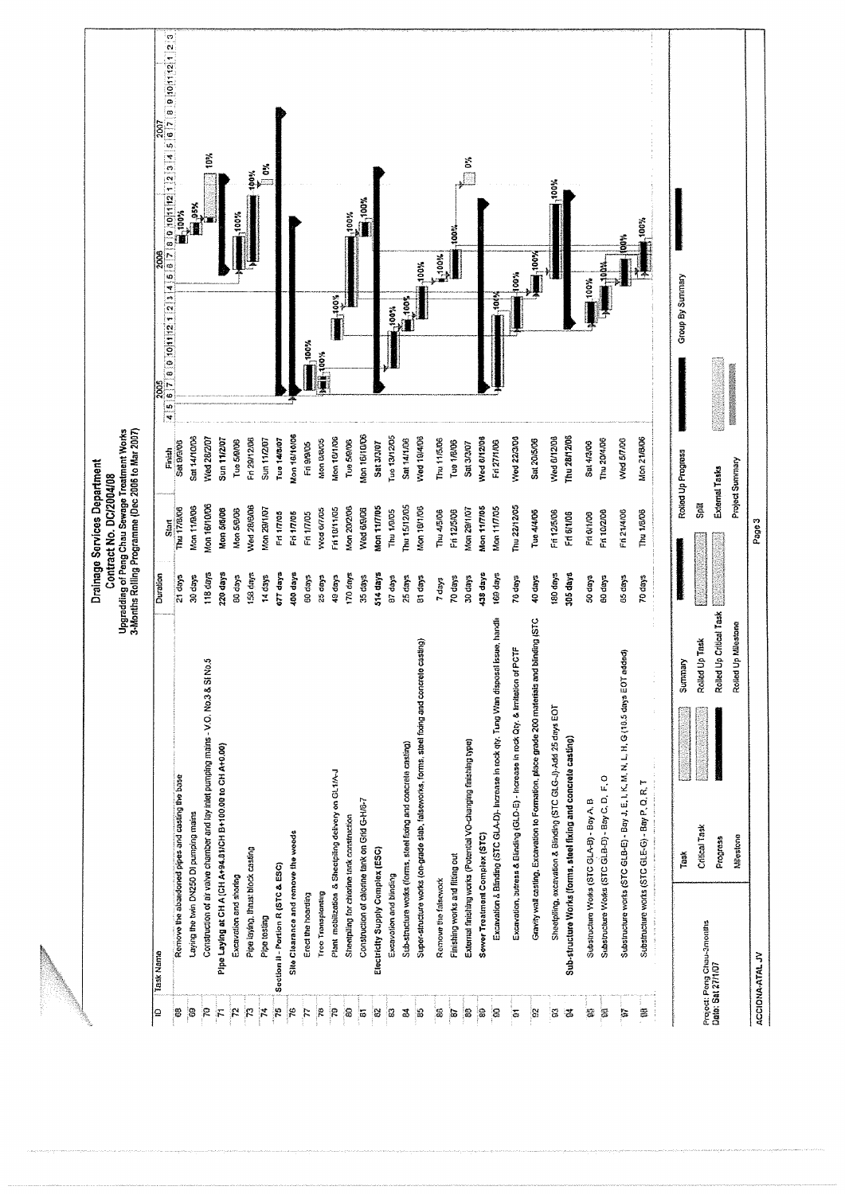# Drainage Services Department

## Contract No. DC/2004/08

### Upgrading of Peng Chau Sewage Treatment Works

### 3-Months Rolling Programme (Dec 2006 to Mar 2007)

| ID | Task Name | Duration | Start | Finish |
|---|---|---|---|---|
| 68 | Remove the abandoned pipes and casting the base | 21 days | Thu 17/8/06 | Sat 9/9/06 |
| 69 | Laying the twin DN250 DI pumping mains | 30 days | Mon 11/9/06 | Sat 14/10/06 |
| 70 | Construction of air valve chamber and lay inlet pumping mains - V.O. No.3 & SI No.5 | 118 days | Mon 16/10/06 | Wed 28/2/07 |
| 71 | **Pipe Laying at CH A (CH A+94.01/CH B+100.00 to CH A+0.00)** | **220 days** | **Mon 5/6/06** | **Sun 11/2/07** |
| 72 | Excavation and shoring | 80 days | Mon 5/6/06 | Tue 5/9/06 |
| 73 | Pipe laying, thrust block casting | 158 days | Wed 28/6/06 | Fri 29/12/06 |
| 74 | Pipe testing | 14 days | Mon 29/1/07 | Sun 11/2/07 |
| 75 | **Section II - Portion R (STC & ESC)** | **677 days** | **Fri 1/7/05** | **Tue 14/8/07** |
| 76 | **Site Clearance and remove the woods** | **400 days** | **Fri 1/7/05** | **Mon 16/10/06** |
| 77 | Erect the hoarding | 60 days | Fri 1/7/05 | Fri 9/9/05 |
| 78 | Tree Transplanting | 25 days | Wed 6/7/05 | Mon 8/8/05 |
| 79 | Plant mobilization & Sheetpiling delivery on GL1/A-J | 49 days | Fri 18/11/05 | Mon 16/1/06 |
| 80 | Sheetpiling for chlorine tank construction | 170 days | Mon 20/2/06 | Tue 5/9/06 |
| 81 | Construction of chlorine tank on Grid G-H/6-7 | 35 days | Wed 6/9/06 | Mon 16/10/06 |
| 82 | **Electricity Supply Complex (ESC)** | **514 days** | **Mon 11/7/05** | **Sat 3/3/07** |
| 83 | Excavation and binding | 87 days | Thu 1/9/05 | Tue 13/12/05 |
| 84 | Sub-structure works (forms, steel fixing and concrete casting) | 25 days | Thu 15/12/05 | Sat 14/1/06 |
| 85 | Super-structure works (on-grade slab, falseworks, forms, steel fixing and concrete casting) | 81 days | Mon 16/1/06 | Wed 19/4/06 |
| 86 | Remove the falsework | 7 days | Thu 4/5/06 | Thu 11/5/06 |
| 87 | Finishing works and fitting out | 70 days | Fri 12/5/06 | Tue 1/8/06 |
| 88 | External finishing works (Potential VO-changing finishing type) | 30 days | Mon 29/1/07 | Sat 3/3/07 |
| 89 | **Sewer Treatment Complex (STC)** | **438 days** | **Mon 11/7/05** | **Wed 6/12/06** |
| 90 | Excavation & Binding (STC GLA-D)- Increase in rock qty, Tung Wan disposal issue, handli | 169 days | Mon 11/7/05 | Fri 27/1/06 |
| 91 | Excavation, buttress & Binding (GLD-E) - Increase in rock Qty, & limitation of PCTF | 70 days | Thu 22/12/05 | Wed 22/3/06 |
| 92 | Gravity wall casting, Excavation to Formation, place grade 20D materials and binding (STC | 40 days | Tue 4/4/06 | Sat 20/5/06 |
| 93 | Sheetpiling, excavation & Binding (STC GLG-J)-Add 25 days EOT | 180 days | Fri 12/5/06 | Wed 6/12/06 |
| 94 | **Sub-structure Works (forms, steel fixing and concrete casting)** | **305 days** | **Fri 6/1/06** | **Thu 28/12/06** |
| 95 | Substructure Works (STC GLA-B) - Bay A, B | 50 days | Fri 6/1/06 | Sat 4/3/06 |
| 96 | Substructure Works (STC GLB-D) - Bay C, D, F, O | 60 days | Fri 10/2/06 | Thu 20/4/06 |
| 97 | Substructure works (STC GLB-E) - Bay J, E, I, K, M, N, L, H, G (18.5 days EOT added) | 65 days | Fri 21/4/06 | Wed 5/7/06 |
| 98 | Substructure works (STC GLE-G) - Bay P, Q, R, T | 70 days | Thu 1/6/06 | Mon 21/8/06 |

Project: Peng Chau-3months
Date: Sat 27/1/07

Legend: Task; Critical Task; Progress; Milestone; Summary; Rolled Up Task; Rolled Up Critical Task; Rolled Up Milestone; Rolled Up Progress; Split; External Tasks; Project Summary; Group By Summary

ACCIONA-ATAL JV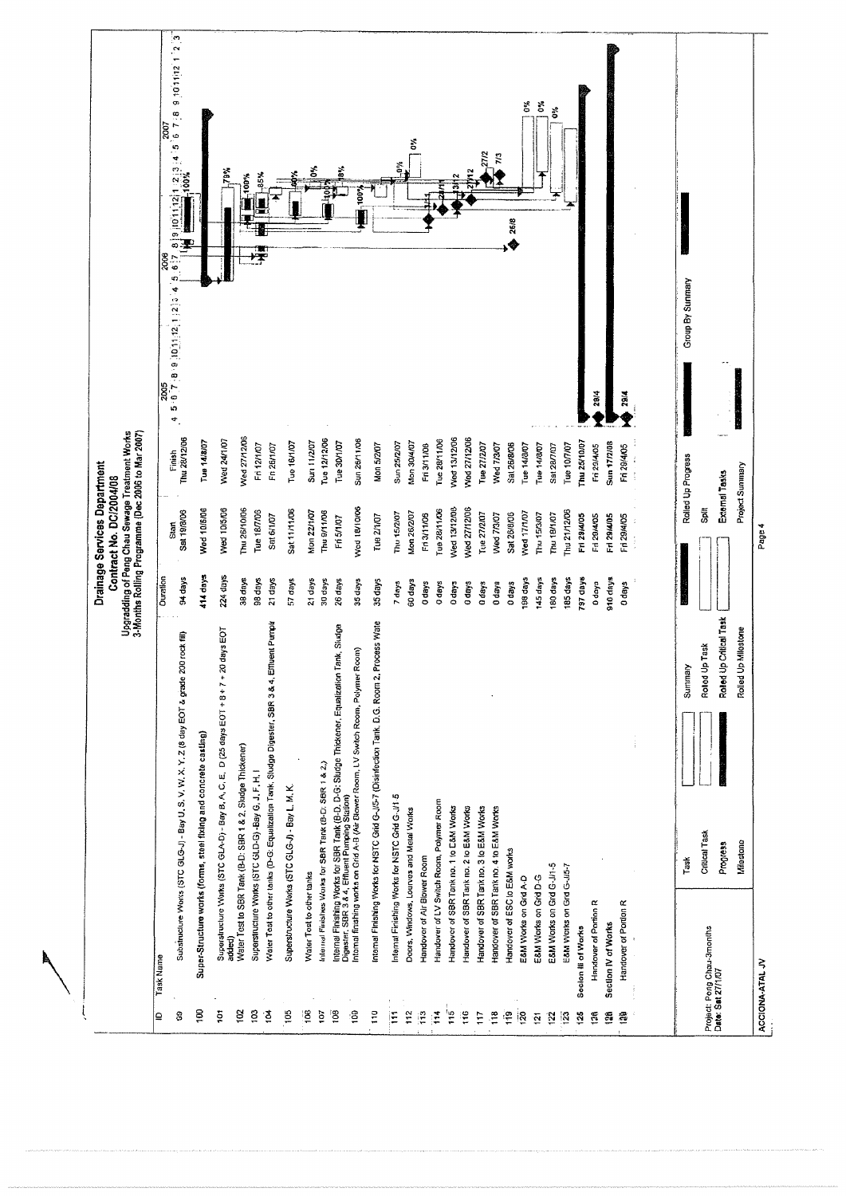# Drainage Services Department
## Contract No. DC/2004/08
### Upgradding of Peng Chau Sewage Treatment Works
### 3-Months Rolling Programme (Dec 2006 to Mar 2007)

| ID | Task Name | Duration | Start | Finish |
|---|---|---|---|---|
| 99 | Substructure Works (STC GLG-J) - Bay U, S, V, W, X, Y, Z (8 day EOT & grade 200 rock fill) | 94 days | Sat 19/8/06 | Thu 28/12/06 |
| 100 | Super-Structure works (forms, steel fixing and concrete casting) | 414 days | Wed 10/5/06 | Tue 14/8/07 |
| 101 | Superstructure Works (STC GLA-D) - Bay B, A, C, E, D (25 days EOT + 8 + 7 + 20 days EOT added) | 224 days | Wed 10/5/06 | Wed 24/1/07 |
| 102 | Water Test to SBR Tank (B-D: SBR 1 & 2, Sludge Thickener) | 38 days | Thu 26/10/06 | Wed 27/12/06 |
| 103 | Superstructure Works (STC GLD-G) - Bay G, J, F, H, I | 98 days | Tue 18/7/06 | Fri 12/1/07 |
| 104 | Water Test to other tanks (D-G: Equalization Tank, Sludge Digester, SBR 3 & 4, Effluent Pumpi | 21 days | Sat 6/1/07 | Fri 26/1/07 |
| 105 | Superstructure Works (STC GLG-J) - Bay L, M, K | 57 days | Sat 11/11/06 | Tue 16/1/07 |
| 106 | Water Test to other tanks | 21 days | Mon 22/1/07 | Sun 11/2/07 |
| 107 | Internal Finishes Works for SBR Tank (B-D: SBR 1 & 2) | 30 days | Thu 9/11/06 | Tue 12/12/06 |
| 108 | Internal Finishing Works for SBR Tank (B-D, D-G: Sludge Thickener, Equalization Tank, Sludge Digester, SBR 3 & 4, Effluent Pumping Station) | 26 days | Fri 5/1/07 | Tue 30/1/07 |
| 109 | Internal finishing works on Grid A-B (Air Blower Room, LV Switch Room, Polymer Room) | 35 days | Wed 18/10/06 | Sun 26/11/06 |
| 110 | Internal Finishing Works for NSTC Grid G-J/5-7 (Disinfection Tank, D.G. Room 2, Process Wate | 35 days | Tue 2/1/07 | Mon 5/2/07 |
| 111 | Internal Finishing Works for NSTC Grid G-J/1-5 | 7 days | Thu 15/2/07 | Sun 25/2/07 |
| 112 | Doors, Windows, Louvres and Metal Works | 60 days | Mon 26/2/07 | Mon 30/4/07 |
| 113 | Handover of Air Blower Room | 0 days | Fri 3/11/06 | Fri 3/11/06 |
| 114 | Handover of LV Switch Room, Polymer Room | 0 days | Tue 28/11/06 | Tue 28/11/06 |
| 115 | Handover of SBR Tank no. 1 to E&M Works | 0 days | Wed 13/12/06 | Wed 13/12/06 |
| 116 | Handover of SBR Tank no. 2 to E&M Works | 0 days | Wed 27/12/06 | Wed 27/12/06 |
| 117 | Handover of SBR Tank no. 3 to E&M Works | 0 days | Tue 27/2/07 | Tue 27/2/07 |
| 118 | Handover of SBR Tank no. 4 to E&M Works | 0 days | Wed 7/3/07 | Wed 7/3/07 |
| 119 | Handover of ESC to E&M works | 0 days | Sat 26/8/06 | Sat 26/8/06 |
| 120 | E&M Works on Grid A-D | 198 days | Wed 17/1/07 | Tue 14/8/07 |
| 121 | E&M Works on Grid D-G | 145 days | Thu 15/3/07 | Tue 14/8/07 |
| 122 | E&M Works on Grid G-J/1-5 | 180 days | Thu 18/1/07 | Sat 28/7/07 |
| 123 | E&M Works on Grid G-J/5-7 | 185 days | Thu 21/12/06 | Tue 10/7/07 |
| 125 | Section III of Works | 797 days | Fri 29/4/05 | Thu 25/10/07 |
| 126 | Handover of Portion R | 0 days | Fri 29/4/05 | Fri 29/4/05 |
| 128 | Section IV of Works | 910 days | Fri 29/4/05 | Sun 17/2/08 |
| 129 | Handover of Portion R | 0 days | Fri 29/4/05 | Fri 29/4/05 |

2005
4 5 6 7 8 9 10 11 12 1 2 3 4 5 6 7 8 9 10 11 12 1 2 3 4 5 6 7 8 9 10 11 12 1 2 3
2006
2007

100%
79%
100%
85%
100%
0%
100%
18%
100%
0%
0%
28/11
13/12
27/12
27/2
7/3
26/8
0%
0%
0%
29/4
29/4

Project: Peng Chau-3months
Date: Sat 27/1/07

| | | | | | | | |
|---|---|---|---|---|---|---|---|
| Task | | Summary | | Rolled Up Progress | | Group By Summary | |
| Critical Task | | Rolled Up Task | | Split | | | |
| Progress | | Rolled Up Critical Task | | External Tasks | | | |
| Milestone | | Rolled Up Milestone | | Project Summary | | | |

ACCIONA-ATAL JV